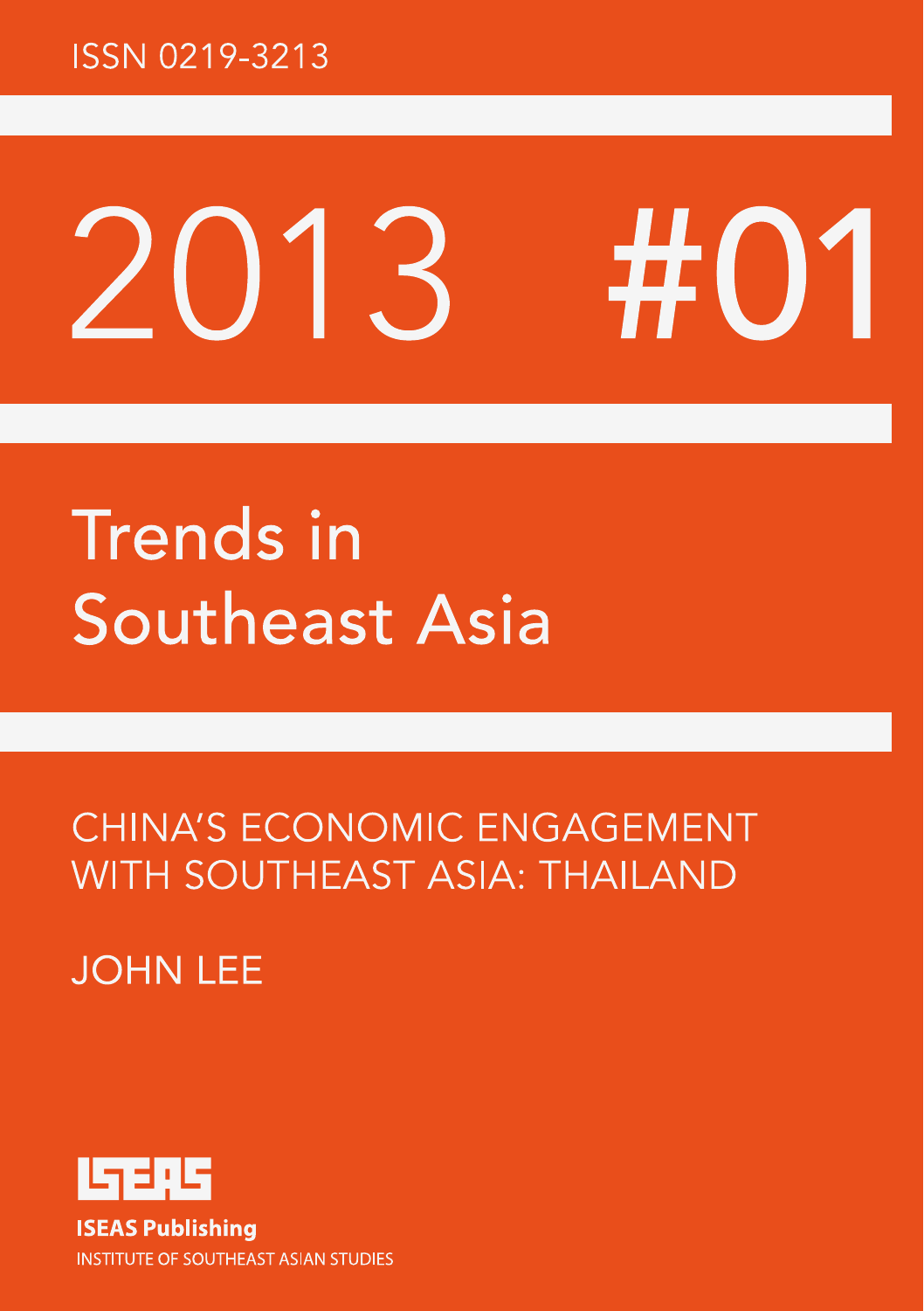ISSN 0219-3213

# 2013 #01

## Trends in Southeast Asia

### CHINA'S ECONOMIC ENGAGEMENT WITH SOUTHEAST ASIA: THAILAND

JOHN LEE

ISEAS

**ISEAS Publishing**

INSTITUTE OF SOUTHEAST ASIAN STUDIES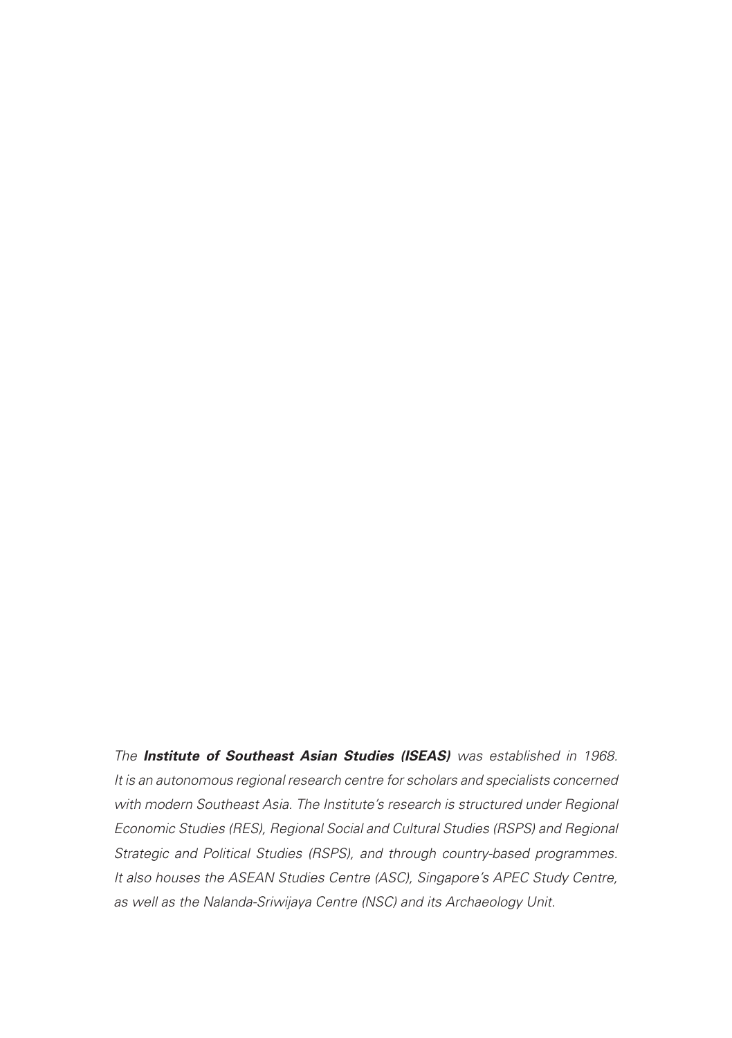*The* ***Institute of Southeast Asian Studies (ISEAS)*** *was established in 1968. It is an autonomous regional research centre for scholars and specialists concerned with modern Southeast Asia. The Institute's research is structured under Regional Economic Studies (RES), Regional Social and Cultural Studies (RSPS) and Regional Strategic and Political Studies (RSPS), and through country-based programmes. It also houses the ASEAN Studies Centre (ASC), Singapore's APEC Study Centre, as well as the Nalanda-Sriwijaya Centre (NSC) and its Archaeology Unit.*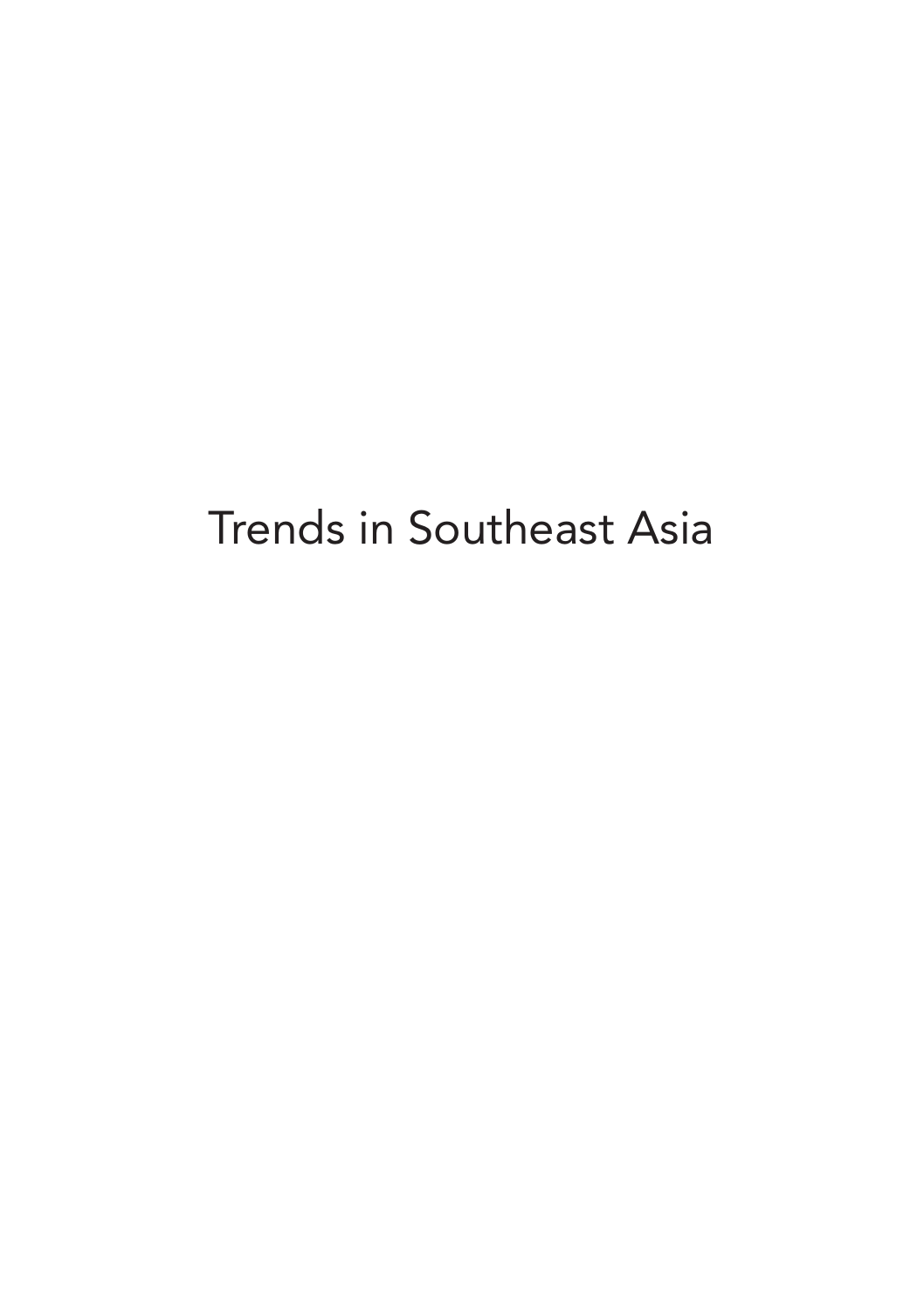# Trends in Southeast Asia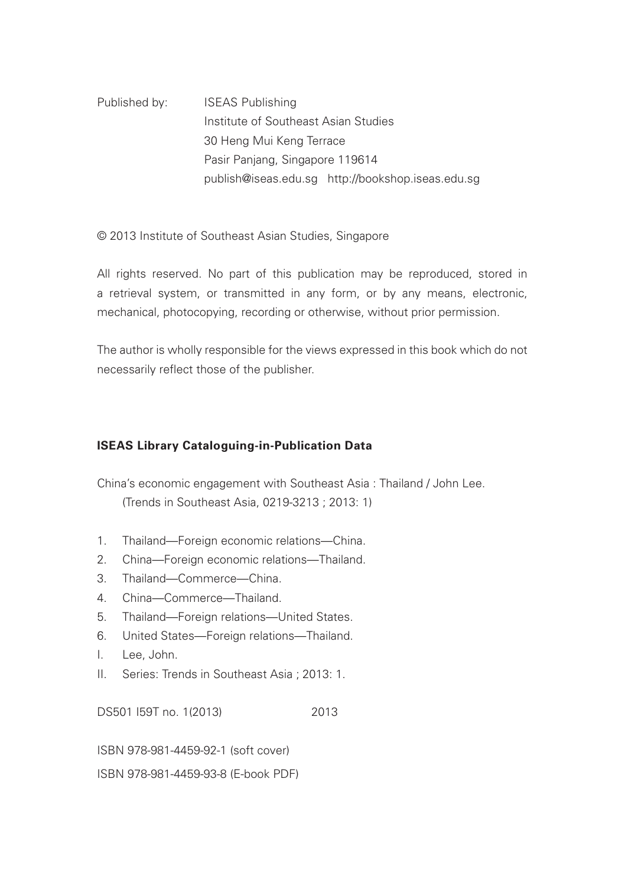Published by: ISEAS Publishing
Institute of Southeast Asian Studies
30 Heng Mui Keng Terrace
Pasir Panjang, Singapore 119614
publish@iseas.edu.sg http://bookshop.iseas.edu.sg

© 2013 Institute of Southeast Asian Studies, Singapore

All rights reserved. No part of this publication may be reproduced, stored in a retrieval system, or transmitted in any form, or by any means, electronic, mechanical, photocopying, recording or otherwise, without prior permission.

The author is wholly responsible for the views expressed in this book which do not necessarily reflect those of the publisher.

**ISEAS Library Cataloguing-in-Publication Data**

China's economic engagement with Southeast Asia : Thailand / John Lee.
(Trends in Southeast Asia, 0219-3213 ; 2013: 1)

1. Thailand—Foreign economic relations—China.
2. China—Foreign economic relations—Thailand.
3. Thailand—Commerce—China.
4. China—Commerce—Thailand.
5. Thailand—Foreign relations—United States.
6. United States—Foreign relations—Thailand.

I. Lee, John.
II. Series: Trends in Southeast Asia ; 2013: 1.

DS501 I59T no. 1(2013) 2013

ISBN 978-981-4459-92-1 (soft cover)
ISBN 978-981-4459-93-8 (E-book PDF)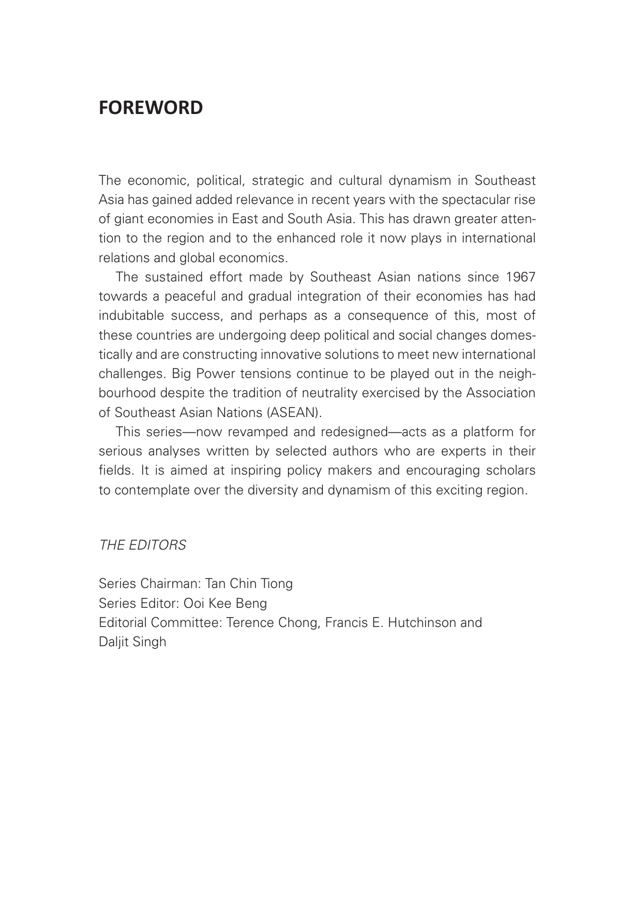# FOREWORD

The economic, political, strategic and cultural dynamism in Southeast Asia has gained added relevance in recent years with the spectacular rise of giant economies in East and South Asia. This has drawn greater attention to the region and to the enhanced role it now plays in international relations and global economics.

The sustained effort made by Southeast Asian nations since 1967 towards a peaceful and gradual integration of their economies has had indubitable success, and perhaps as a consequence of this, most of these countries are undergoing deep political and social changes domestically and are constructing innovative solutions to meet new international challenges. Big Power tensions continue to be played out in the neighbourhood despite the tradition of neutrality exercised by the Association of Southeast Asian Nations (ASEAN).

This series—now revamped and redesigned—acts as a platform for serious analyses written by selected authors who are experts in their fields. It is aimed at inspiring policy makers and encouraging scholars to contemplate over the diversity and dynamism of this exciting region.

*THE EDITORS*

Series Chairman: Tan Chin Tiong
Series Editor: Ooi Kee Beng
Editorial Committee: Terence Chong, Francis E. Hutchinson and Daljit Singh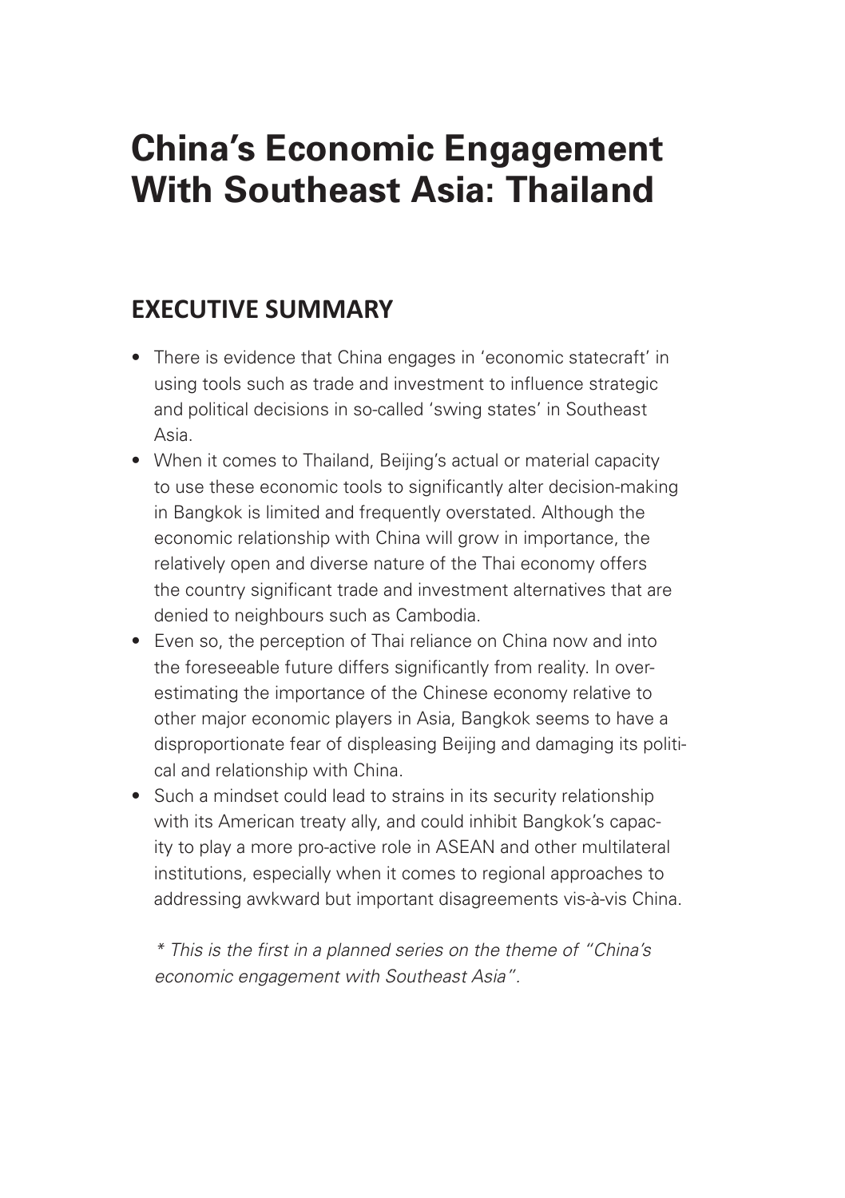# China's Economic Engagement With Southeast Asia: Thailand

## EXECUTIVE SUMMARY

- There is evidence that China engages in 'economic statecraft' in using tools such as trade and investment to influence strategic and political decisions in so-called 'swing states' in Southeast Asia.
- When it comes to Thailand, Beijing's actual or material capacity to use these economic tools to significantly alter decision-making in Bangkok is limited and frequently overstated. Although the economic relationship with China will grow in importance, the relatively open and diverse nature of the Thai economy offers the country significant trade and investment alternatives that are denied to neighbours such as Cambodia.
- Even so, the perception of Thai reliance on China now and into the foreseeable future differs significantly from reality. In over-estimating the importance of the Chinese economy relative to other major economic players in Asia, Bangkok seems to have a disproportionate fear of displeasing Beijing and damaging its political and relationship with China.
- Such a mindset could lead to strains in its security relationship with its American treaty ally, and could inhibit Bangkok's capacity to play a more pro-active role in ASEAN and other multilateral institutions, especially when it comes to regional approaches to addressing awkward but important disagreements vis-à-vis China.

*\* This is the first in a planned series on the theme of "China's economic engagement with Southeast Asia".*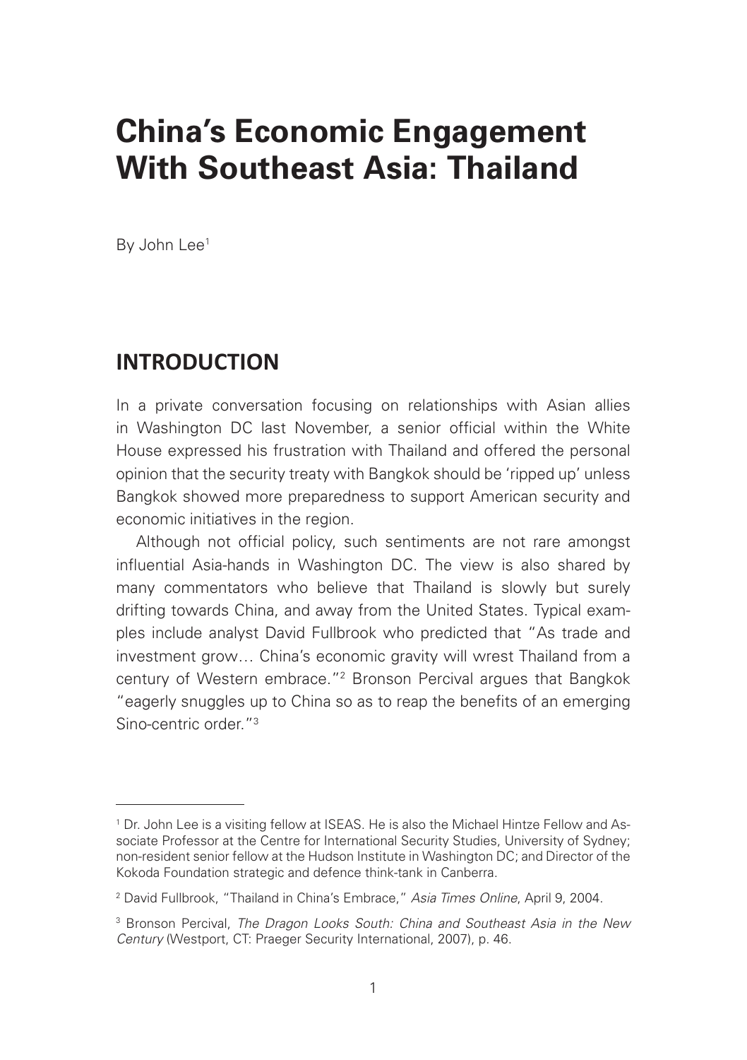# China's Economic Engagement With Southeast Asia: Thailand

By John Lee[1]

## INTRODUCTION

In a private conversation focusing on relationships with Asian allies in Washington DC last November, a senior official within the White House expressed his frustration with Thailand and offered the personal opinion that the security treaty with Bangkok should be 'ripped up' unless Bangkok showed more preparedness to support American security and economic initiatives in the region.

Although not official policy, such sentiments are not rare amongst influential Asia-hands in Washington DC. The view is also shared by many commentators who believe that Thailand is slowly but surely drifting towards China, and away from the United States. Typical examples include analyst David Fullbrook who predicted that "As trade and investment grow… China's economic gravity will wrest Thailand from a century of Western embrace."[2] Bronson Percival argues that Bangkok "eagerly snuggles up to China so as to reap the benefits of an emerging Sino-centric order."[3]

---

[1] Dr. John Lee is a visiting fellow at ISEAS. He is also the Michael Hintze Fellow and Associate Professor at the Centre for International Security Studies, University of Sydney; non-resident senior fellow at the Hudson Institute in Washington DC; and Director of the Kokoda Foundation strategic and defence think-tank in Canberra.

[2] David Fullbrook, "Thailand in China's Embrace," *Asia Times Online*, April 9, 2004.

[3] Bronson Percival, *The Dragon Looks South: China and Southeast Asia in the New Century* (Westport, CT: Praeger Security International, 2007), p. 46.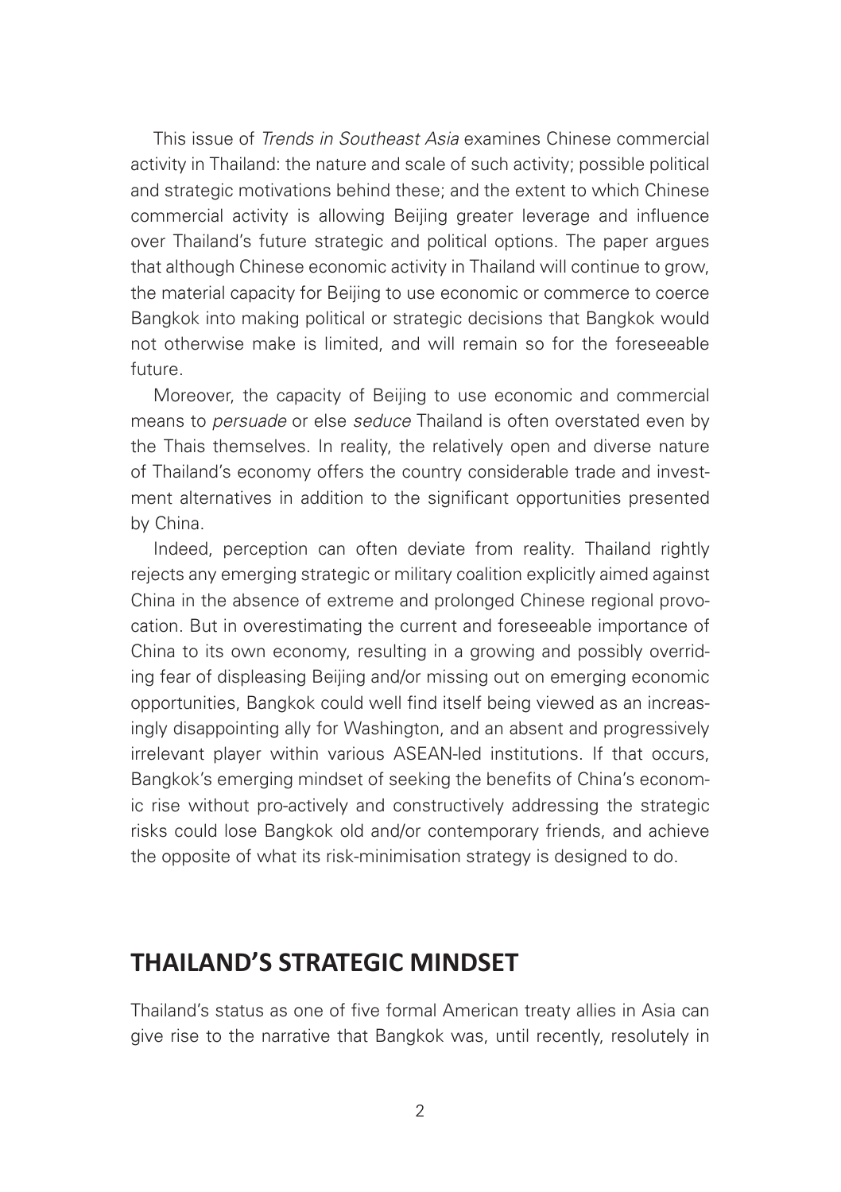This issue of *Trends in Southeast Asia* examines Chinese commercial activity in Thailand: the nature and scale of such activity; possible political and strategic motivations behind these; and the extent to which Chinese commercial activity is allowing Beijing greater leverage and influence over Thailand's future strategic and political options. The paper argues that although Chinese economic activity in Thailand will continue to grow, the material capacity for Beijing to use economic or commerce to coerce Bangkok into making political or strategic decisions that Bangkok would not otherwise make is limited, and will remain so for the foreseeable future.

Moreover, the capacity of Beijing to use economic and commercial means to *persuade* or else *seduce* Thailand is often overstated even by the Thais themselves. In reality, the relatively open and diverse nature of Thailand's economy offers the country considerable trade and investment alternatives in addition to the significant opportunities presented by China.

Indeed, perception can often deviate from reality. Thailand rightly rejects any emerging strategic or military coalition explicitly aimed against China in the absence of extreme and prolonged Chinese regional provocation. But in overestimating the current and foreseeable importance of China to its own economy, resulting in a growing and possibly overriding fear of displeasing Beijing and/or missing out on emerging economic opportunities, Bangkok could well find itself being viewed as an increasingly disappointing ally for Washington, and an absent and progressively irrelevant player within various ASEAN-led institutions. If that occurs, Bangkok's emerging mindset of seeking the benefits of China's economic rise without pro-actively and constructively addressing the strategic risks could lose Bangkok old and/or contemporary friends, and achieve the opposite of what its risk-minimisation strategy is designed to do.

## THAILAND'S STRATEGIC MINDSET

Thailand's status as one of five formal American treaty allies in Asia can give rise to the narrative that Bangkok was, until recently, resolutely in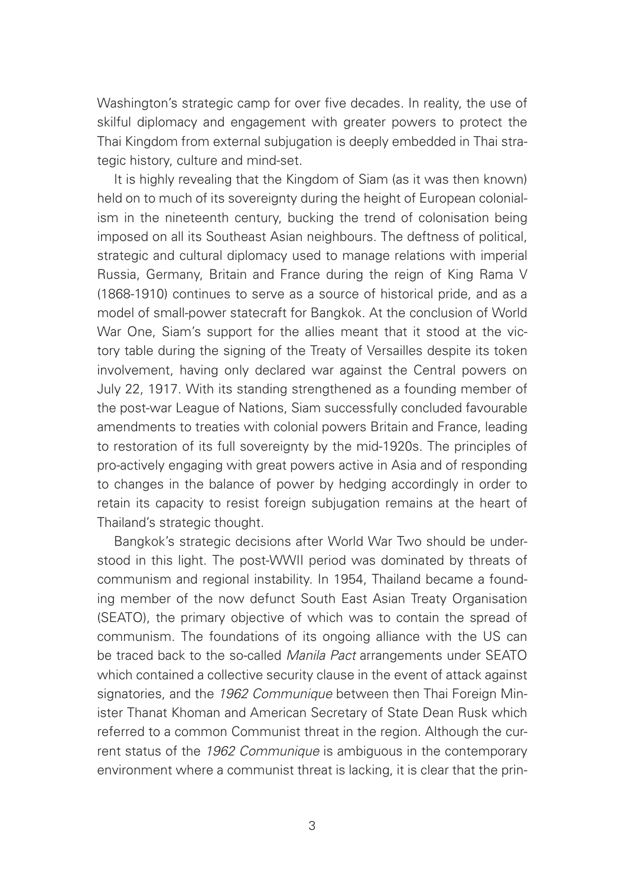Washington's strategic camp for over five decades. In reality, the use of skilful diplomacy and engagement with greater powers to protect the Thai Kingdom from external subjugation is deeply embedded in Thai strategic history, culture and mind-set.

It is highly revealing that the Kingdom of Siam (as it was then known) held on to much of its sovereignty during the height of European colonialism in the nineteenth century, bucking the trend of colonisation being imposed on all its Southeast Asian neighbours. The deftness of political, strategic and cultural diplomacy used to manage relations with imperial Russia, Germany, Britain and France during the reign of King Rama V (1868-1910) continues to serve as a source of historical pride, and as a model of small-power statecraft for Bangkok. At the conclusion of World War One, Siam's support for the allies meant that it stood at the victory table during the signing of the Treaty of Versailles despite its token involvement, having only declared war against the Central powers on July 22, 1917. With its standing strengthened as a founding member of the post-war League of Nations, Siam successfully concluded favourable amendments to treaties with colonial powers Britain and France, leading to restoration of its full sovereignty by the mid-1920s. The principles of pro-actively engaging with great powers active in Asia and of responding to changes in the balance of power by hedging accordingly in order to retain its capacity to resist foreign subjugation remains at the heart of Thailand's strategic thought.

Bangkok's strategic decisions after World War Two should be understood in this light. The post-WWII period was dominated by threats of communism and regional instability. In 1954, Thailand became a founding member of the now defunct South East Asian Treaty Organisation (SEATO), the primary objective of which was to contain the spread of communism. The foundations of its ongoing alliance with the US can be traced back to the so-called *Manila Pact* arrangements under SEATO which contained a collective security clause in the event of attack against signatories, and the *1962 Communique* between then Thai Foreign Minister Thanat Khoman and American Secretary of State Dean Rusk which referred to a common Communist threat in the region. Although the current status of the *1962 Communique* is ambiguous in the contemporary environment where a communist threat is lacking, it is clear that the prin-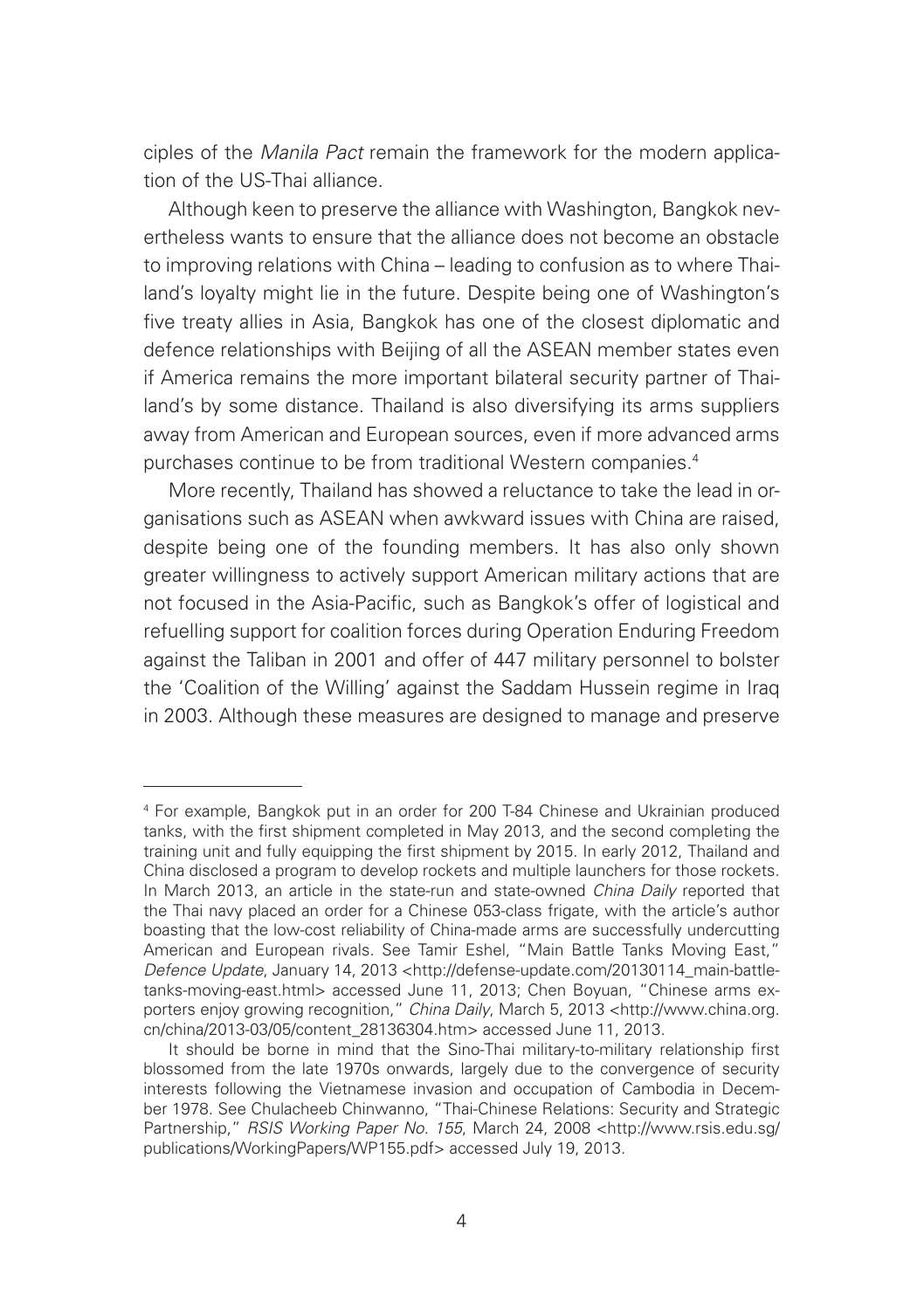ciples of the *Manila Pact* remain the framework for the modern application of the US-Thai alliance.

Although keen to preserve the alliance with Washington, Bangkok nevertheless wants to ensure that the alliance does not become an obstacle to improving relations with China – leading to confusion as to where Thailand's loyalty might lie in the future. Despite being one of Washington's five treaty allies in Asia, Bangkok has one of the closest diplomatic and defence relationships with Beijing of all the ASEAN member states even if America remains the more important bilateral security partner of Thailand's by some distance. Thailand is also diversifying its arms suppliers away from American and European sources, even if more advanced arms purchases continue to be from traditional Western companies.[4]

More recently, Thailand has showed a reluctance to take the lead in organisations such as ASEAN when awkward issues with China are raised, despite being one of the founding members. It has also only shown greater willingness to actively support American military actions that are not focused in the Asia-Pacific, such as Bangkok's offer of logistical and refuelling support for coalition forces during Operation Enduring Freedom against the Taliban in 2001 and offer of 447 military personnel to bolster the 'Coalition of the Willing' against the Saddam Hussein regime in Iraq in 2003. Although these measures are designed to manage and preserve

---

[4] For example, Bangkok put in an order for 200 T-84 Chinese and Ukrainian produced tanks, with the first shipment completed in May 2013, and the second completing the training unit and fully equipping the first shipment by 2015. In early 2012, Thailand and China disclosed a program to develop rockets and multiple launchers for those rockets. In March 2013, an article in the state-run and state-owned *China Daily* reported that the Thai navy placed an order for a Chinese 053-class frigate, with the article's author boasting that the low-cost reliability of China-made arms are successfully undercutting American and European rivals. See Tamir Eshel, "Main Battle Tanks Moving East," *Defence Update*, January 14, 2013 <http://defense-update.com/20130114_main-battle-tanks-moving-east.html> accessed June 11, 2013; Chen Boyuan, "Chinese arms exporters enjoy growing recognition," *China Daily*, March 5, 2013 <http://www.china.org.cn/china/2013-03/05/content_28136304.htm> accessed June 11, 2013.

It should be borne in mind that the Sino-Thai military-to-military relationship first blossomed from the late 1970s onwards, largely due to the convergence of security interests following the Vietnamese invasion and occupation of Cambodia in December 1978. See Chulacheeb Chinwanno, "Thai-Chinese Relations: Security and Strategic Partnership," *RSIS Working Paper No. 155*, March 24, 2008 <http://www.rsis.edu.sg/publications/WorkingPapers/WP155.pdf> accessed July 19, 2013.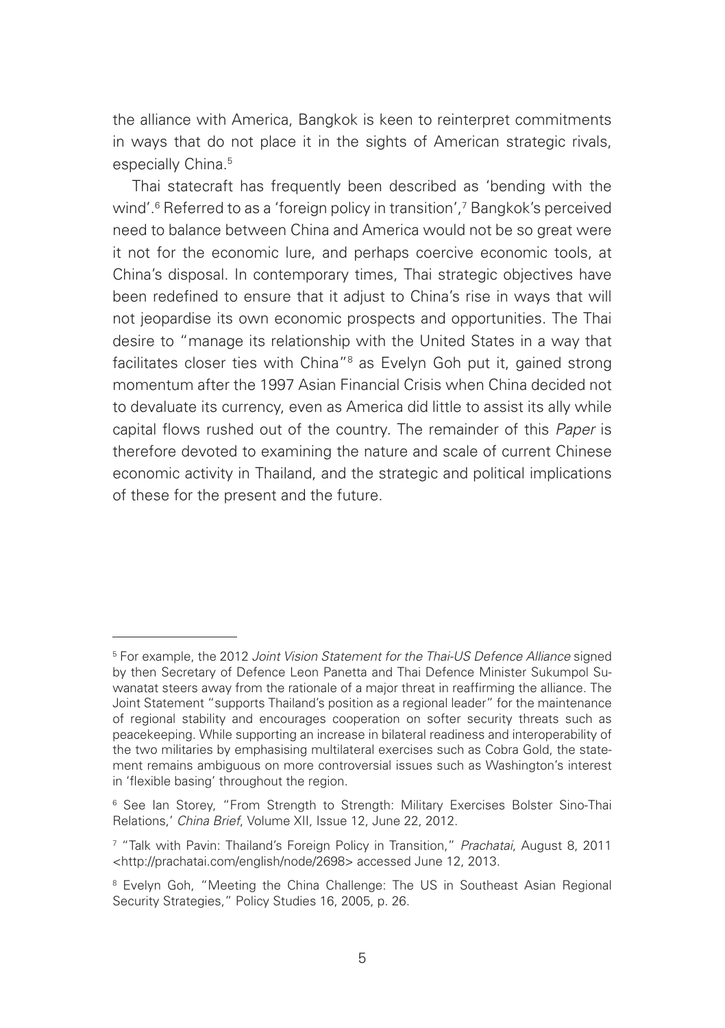the alliance with America, Bangkok is keen to reinterpret commitments in ways that do not place it in the sights of American strategic rivals, especially China.[5]

Thai statecraft has frequently been described as 'bending with the wind'.[6] Referred to as a 'foreign policy in transition',[7] Bangkok's perceived need to balance between China and America would not be so great were it not for the economic lure, and perhaps coercive economic tools, at China's disposal. In contemporary times, Thai strategic objectives have been redefined to ensure that it adjust to China's rise in ways that will not jeopardise its own economic prospects and opportunities. The Thai desire to "manage its relationship with the United States in a way that facilitates closer ties with China"[8] as Evelyn Goh put it, gained strong momentum after the 1997 Asian Financial Crisis when China decided not to devaluate its currency, even as America did little to assist its ally while capital flows rushed out of the country. The remainder of this *Paper* is therefore devoted to examining the nature and scale of current Chinese economic activity in Thailand, and the strategic and political implications of these for the present and the future.

---

[5] For example, the 2012 *Joint Vision Statement for the Thai-US Defence Alliance* signed by then Secretary of Defence Leon Panetta and Thai Defence Minister Sukumpol Suwanatat steers away from the rationale of a major threat in reaffirming the alliance. The Joint Statement "supports Thailand's position as a regional leader" for the maintenance of regional stability and encourages cooperation on softer security threats such as peacekeeping. While supporting an increase in bilateral readiness and interoperability of the two militaries by emphasising multilateral exercises such as Cobra Gold, the statement remains ambiguous on more controversial issues such as Washington's interest in 'flexible basing' throughout the region.

[6] See Ian Storey, "From Strength to Strength: Military Exercises Bolster Sino-Thai Relations,' *China Brief*, Volume XII, Issue 12, June 22, 2012.

[7] "Talk with Pavin: Thailand's Foreign Policy in Transition," *Prachatai*, August 8, 2011 <http://prachatai.com/english/node/2698> accessed June 12, 2013.

[8] Evelyn Goh, "Meeting the China Challenge: The US in Southeast Asian Regional Security Strategies," Policy Studies 16, 2005, p. 26.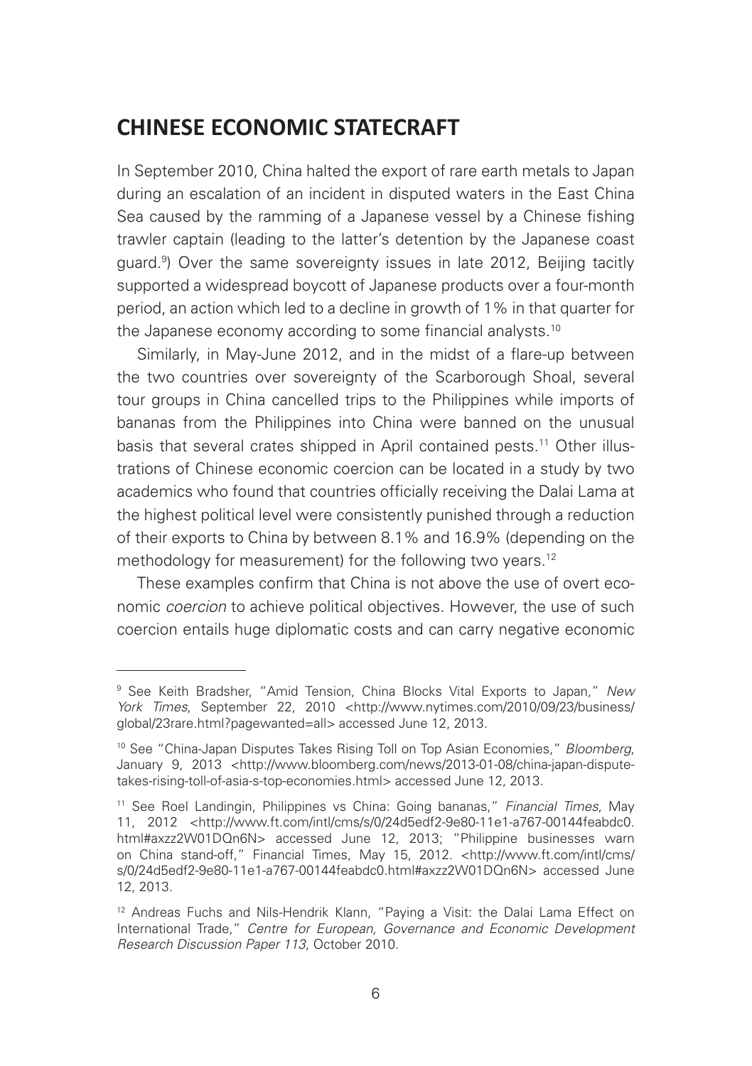## CHINESE ECONOMIC STATECRAFT

In September 2010, China halted the export of rare earth metals to Japan during an escalation of an incident in disputed waters in the East China Sea caused by the ramming of a Japanese vessel by a Chinese fishing trawler captain (leading to the latter's detention by the Japanese coast guard.[9]) Over the same sovereignty issues in late 2012, Beijing tacitly supported a widespread boycott of Japanese products over a four-month period, an action which led to a decline in growth of 1% in that quarter for the Japanese economy according to some financial analysts.[10]

Similarly, in May-June 2012, and in the midst of a flare-up between the two countries over sovereignty of the Scarborough Shoal, several tour groups in China cancelled trips to the Philippines while imports of bananas from the Philippines into China were banned on the unusual basis that several crates shipped in April contained pests.[11] Other illustrations of Chinese economic coercion can be located in a study by two academics who found that countries officially receiving the Dalai Lama at the highest political level were consistently punished through a reduction of their exports to China by between 8.1% and 16.9% (depending on the methodology for measurement) for the following two years.[12]

These examples confirm that China is not above the use of overt economic *coercion* to achieve political objectives. However, the use of such coercion entails huge diplomatic costs and can carry negative economic

---

[9] See Keith Bradsher, "Amid Tension, China Blocks Vital Exports to Japan," *New York Times*, September 22, 2010 <http://www.nytimes.com/2010/09/23/business/global/23rare.html?pagewanted=all> accessed June 12, 2013.

[10] See "China-Japan Disputes Takes Rising Toll on Top Asian Economies," *Bloomberg*, January 9, 2013 <http://www.bloomberg.com/news/2013-01-08/china-japan-dispute-takes-rising-toll-of-asia-s-top-economies.html> accessed June 12, 2013.

[11] See Roel Landingin, Philippines vs China: Going bananas," *Financial Times*, May 11, 2012 <http://www.ft.com/intl/cms/s/0/24d5edf2-9e80-11e1-a767-00144feabdc0.html#axzz2W01DQn6N> accessed June 12, 2013; "Philippine businesses warn on China stand-off," Financial Times, May 15, 2012. <http://www.ft.com/intl/cms/s/0/24d5edf2-9e80-11e1-a767-00144feabdc0.html#axzz2W01DQn6N> accessed June 12, 2013.

[12] Andreas Fuchs and Nils-Hendrik Klann, "Paying a Visit: the Dalai Lama Effect on International Trade," *Centre for European, Governance and Economic Development Research Discussion Paper 113*, October 2010.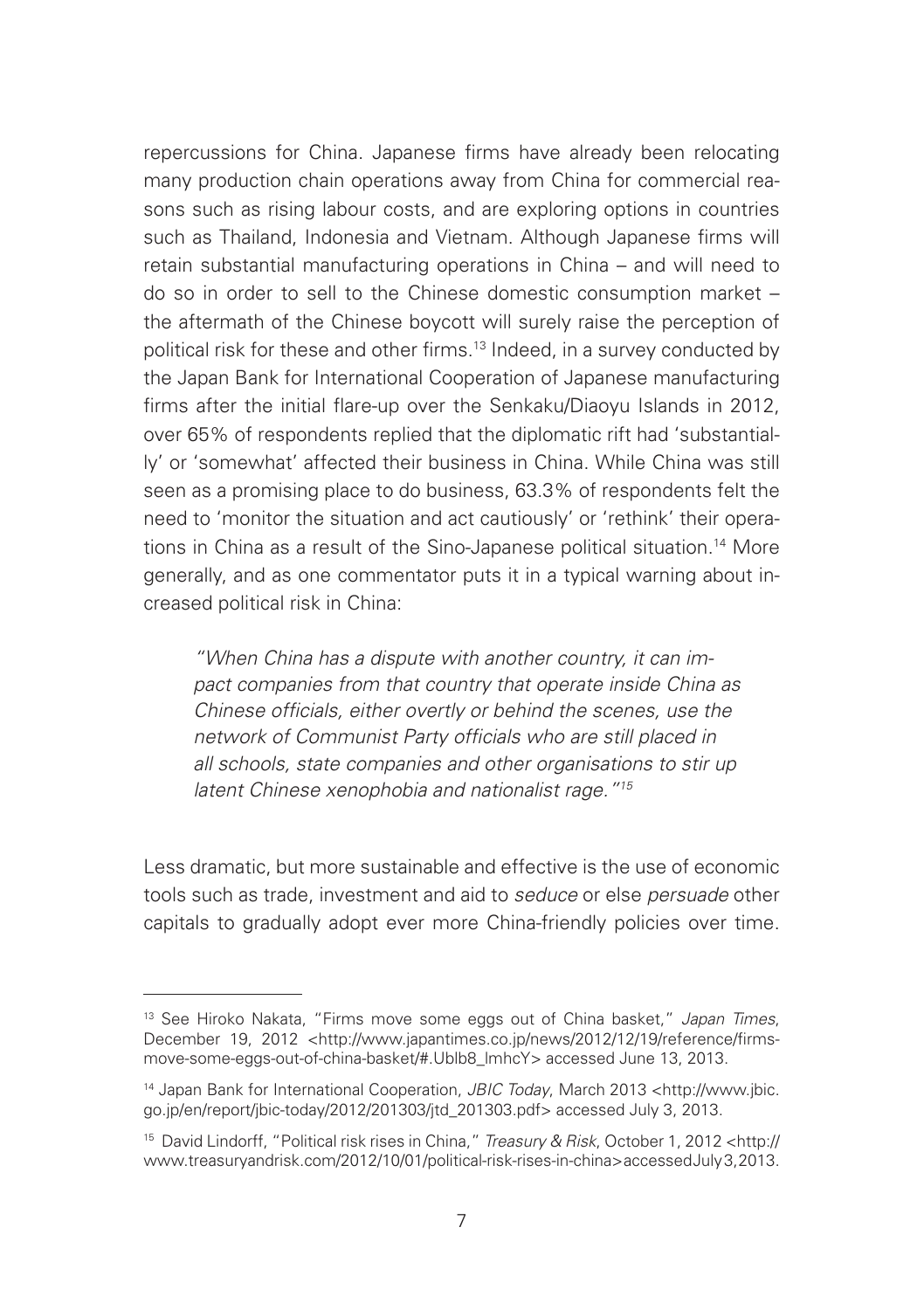repercussions for China. Japanese firms have already been relocating many production chain operations away from China for commercial reasons such as rising labour costs, and are exploring options in countries such as Thailand, Indonesia and Vietnam. Although Japanese firms will retain substantial manufacturing operations in China – and will need to do so in order to sell to the Chinese domestic consumption market – the aftermath of the Chinese boycott will surely raise the perception of political risk for these and other firms.[13] Indeed, in a survey conducted by the Japan Bank for International Cooperation of Japanese manufacturing firms after the initial flare-up over the Senkaku/Diaoyu Islands in 2012, over 65% of respondents replied that the diplomatic rift had 'substantially' or 'somewhat' affected their business in China. While China was still seen as a promising place to do business, 63.3% of respondents felt the need to 'monitor the situation and act cautiously' or 'rethink' their operations in China as a result of the Sino-Japanese political situation.[14] More generally, and as one commentator puts it in a typical warning about increased political risk in China:

> *"When China has a dispute with another country, it can impact companies from that country that operate inside China as Chinese officials, either overtly or behind the scenes, use the network of Communist Party officials who are still placed in all schools, state companies and other organisations to stir up latent Chinese xenophobia and nationalist rage."*[15]

Less dramatic, but more sustainable and effective is the use of economic tools such as trade, investment and aid to *seduce* or else *persuade* other capitals to gradually adopt ever more China-friendly policies over time.

---

[13] See Hiroko Nakata, "Firms move some eggs out of China basket," *Japan Times*, December 19, 2012 <http://www.japantimes.co.jp/news/2012/12/19/reference/firms-move-some-eggs-out-of-china-basket/#.Ublb8_ImhcY> accessed June 13, 2013.

[14] Japan Bank for International Cooperation, *JBIC Today*, March 2013 <http://www.jbic.go.jp/en/report/jbic-today/2012/201303/jtd_201303.pdf> accessed July 3, 2013.

[15] David Lindorff, "Political risk rises in China," *Treasury & Risk*, October 1, 2012 <http://www.treasuryandrisk.com/2012/10/01/political-risk-rises-in-china> accessed July 3, 2013.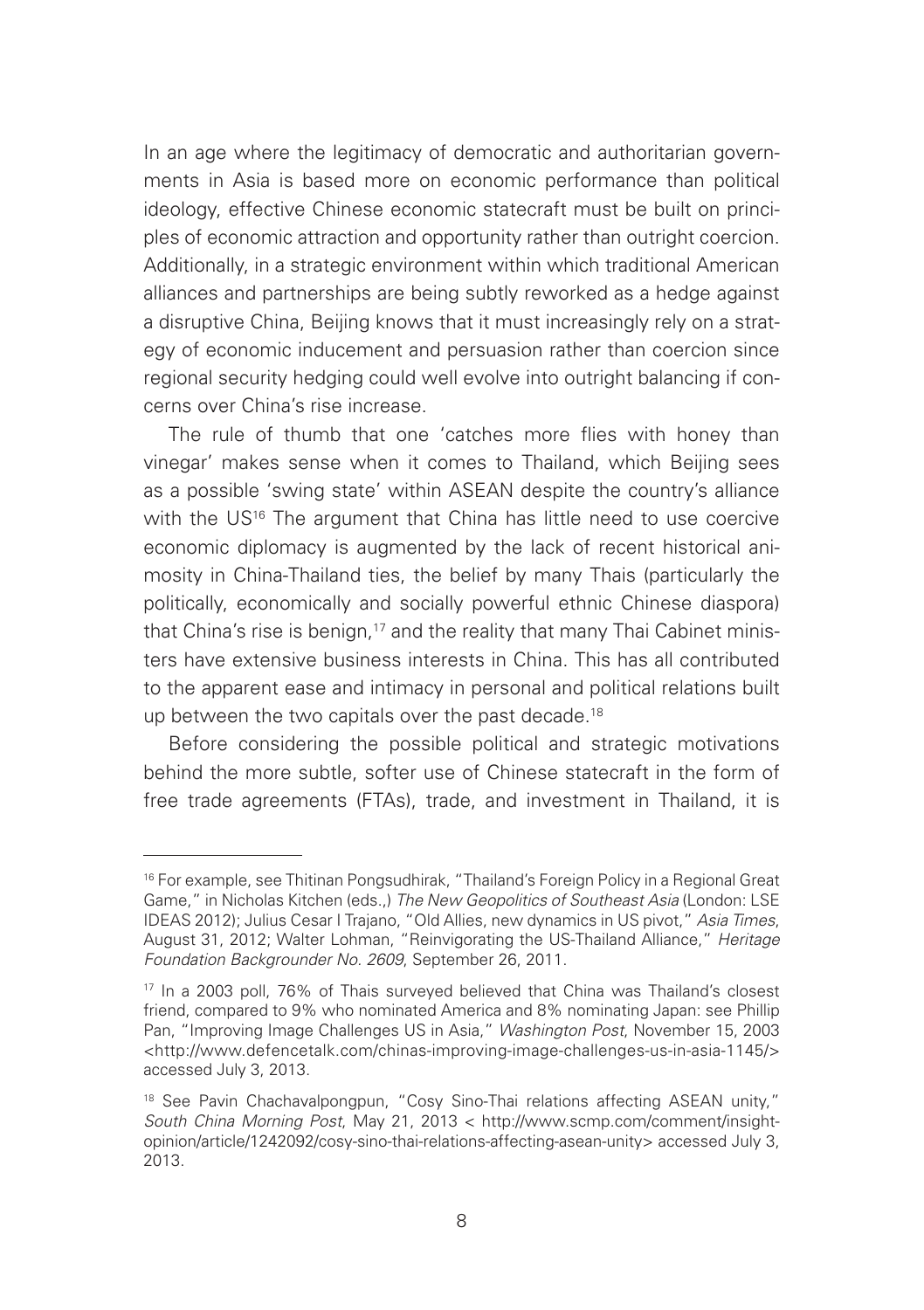In an age where the legitimacy of democratic and authoritarian governments in Asia is based more on economic performance than political ideology, effective Chinese economic statecraft must be built on principles of economic attraction and opportunity rather than outright coercion. Additionally, in a strategic environment within which traditional American alliances and partnerships are being subtly reworked as a hedge against a disruptive China, Beijing knows that it must increasingly rely on a strategy of economic inducement and persuasion rather than coercion since regional security hedging could well evolve into outright balancing if concerns over China's rise increase.

The rule of thumb that one 'catches more flies with honey than vinegar' makes sense when it comes to Thailand, which Beijing sees as a possible 'swing state' within ASEAN despite the country's alliance with the US[16] The argument that China has little need to use coercive economic diplomacy is augmented by the lack of recent historical animosity in China-Thailand ties, the belief by many Thais (particularly the politically, economically and socially powerful ethnic Chinese diaspora) that China's rise is benign,[17] and the reality that many Thai Cabinet ministers have extensive business interests in China. This has all contributed to the apparent ease and intimacy in personal and political relations built up between the two capitals over the past decade.[18]

Before considering the possible political and strategic motivations behind the more subtle, softer use of Chinese statecraft in the form of free trade agreements (FTAs), trade, and investment in Thailand, it is

---

[16] For example, see Thitinan Pongsudhirak, "Thailand's Foreign Policy in a Regional Great Game," in Nicholas Kitchen (eds.,) *The New Geopolitics of Southeast Asia* (London: LSE IDEAS 2012); Julius Cesar I Trajano, "Old Allies, new dynamics in US pivot," *Asia Times*, August 31, 2012; Walter Lohman, "Reinvigorating the US-Thailand Alliance," *Heritage Foundation Backgrounder No. 2609*, September 26, 2011.

[17] In a 2003 poll, 76% of Thais surveyed believed that China was Thailand's closest friend, compared to 9% who nominated America and 8% nominating Japan: see Phillip Pan, "Improving Image Challenges US in Asia," *Washington Post*, November 15, 2003 <http://www.defencetalk.com/chinas-improving-image-challenges-us-in-asia-1145/> accessed July 3, 2013.

[18] See Pavin Chachavalpongpun, "Cosy Sino-Thai relations affecting ASEAN unity," *South China Morning Post*, May 21, 2013 < http://www.scmp.com/comment/insight-opinion/article/1242092/cosy-sino-thai-relations-affecting-asean-unity> accessed July 3, 2013.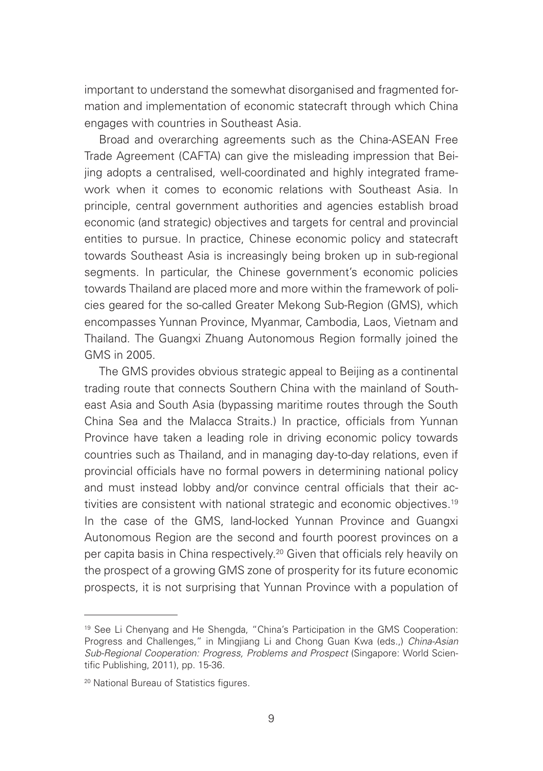important to understand the somewhat disorganised and fragmented formation and implementation of economic statecraft through which China engages with countries in Southeast Asia.

Broad and overarching agreements such as the China-ASEAN Free Trade Agreement (CAFTA) can give the misleading impression that Beijing adopts a centralised, well-coordinated and highly integrated framework when it comes to economic relations with Southeast Asia. In principle, central government authorities and agencies establish broad economic (and strategic) objectives and targets for central and provincial entities to pursue. In practice, Chinese economic policy and statecraft towards Southeast Asia is increasingly being broken up in sub-regional segments. In particular, the Chinese government's economic policies towards Thailand are placed more and more within the framework of policies geared for the so-called Greater Mekong Sub-Region (GMS), which encompasses Yunnan Province, Myanmar, Cambodia, Laos, Vietnam and Thailand. The Guangxi Zhuang Autonomous Region formally joined the GMS in 2005.

The GMS provides obvious strategic appeal to Beijing as a continental trading route that connects Southern China with the mainland of Southeast Asia and South Asia (bypassing maritime routes through the South China Sea and the Malacca Straits.) In practice, officials from Yunnan Province have taken a leading role in driving economic policy towards countries such as Thailand, and in managing day-to-day relations, even if provincial officials have no formal powers in determining national policy and must instead lobby and/or convince central officials that their activities are consistent with national strategic and economic objectives.[19] In the case of the GMS, land-locked Yunnan Province and Guangxi Autonomous Region are the second and fourth poorest provinces on a per capita basis in China respectively.[20] Given that officials rely heavily on the prospect of a growing GMS zone of prosperity for its future economic prospects, it is not surprising that Yunnan Province with a population of

---

[19] See Li Chenyang and He Shengda, "China's Participation in the GMS Cooperation: Progress and Challenges," in Mingjiang Li and Chong Guan Kwa (eds.,) *China-Asian Sub-Regional Cooperation: Progress, Problems and Prospect* (Singapore: World Scientific Publishing, 2011), pp. 15-36.

[20] National Bureau of Statistics figures.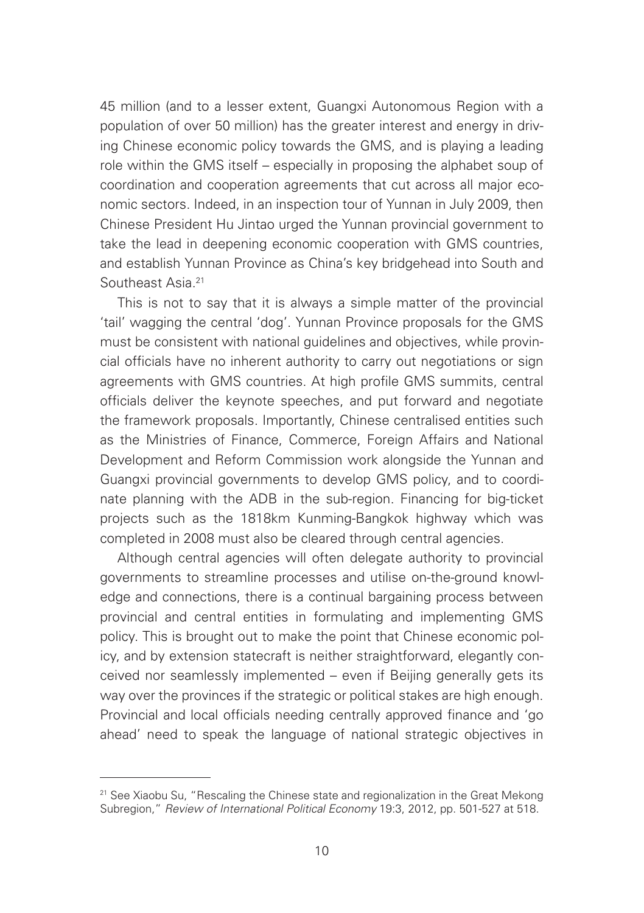45 million (and to a lesser extent, Guangxi Autonomous Region with a population of over 50 million) has the greater interest and energy in driving Chinese economic policy towards the GMS, and is playing a leading role within the GMS itself – especially in proposing the alphabet soup of coordination and cooperation agreements that cut across all major economic sectors. Indeed, in an inspection tour of Yunnan in July 2009, then Chinese President Hu Jintao urged the Yunnan provincial government to take the lead in deepening economic cooperation with GMS countries, and establish Yunnan Province as China's key bridgehead into South and Southeast Asia.[21]

This is not to say that it is always a simple matter of the provincial 'tail' wagging the central 'dog'. Yunnan Province proposals for the GMS must be consistent with national guidelines and objectives, while provincial officials have no inherent authority to carry out negotiations or sign agreements with GMS countries. At high profile GMS summits, central officials deliver the keynote speeches, and put forward and negotiate the framework proposals. Importantly, Chinese centralised entities such as the Ministries of Finance, Commerce, Foreign Affairs and National Development and Reform Commission work alongside the Yunnan and Guangxi provincial governments to develop GMS policy, and to coordinate planning with the ADB in the sub-region. Financing for big-ticket projects such as the 1818km Kunming-Bangkok highway which was completed in 2008 must also be cleared through central agencies.

Although central agencies will often delegate authority to provincial governments to streamline processes and utilise on-the-ground knowledge and connections, there is a continual bargaining process between provincial and central entities in formulating and implementing GMS policy. This is brought out to make the point that Chinese economic policy, and by extension statecraft is neither straightforward, elegantly conceived nor seamlessly implemented – even if Beijing generally gets its way over the provinces if the strategic or political stakes are high enough. Provincial and local officials needing centrally approved finance and 'go ahead' need to speak the language of national strategic objectives in

---

[21] See Xiaobu Su, "Rescaling the Chinese state and regionalization in the Great Mekong Subregion," *Review of International Political Economy* 19:3, 2012, pp. 501-527 at 518.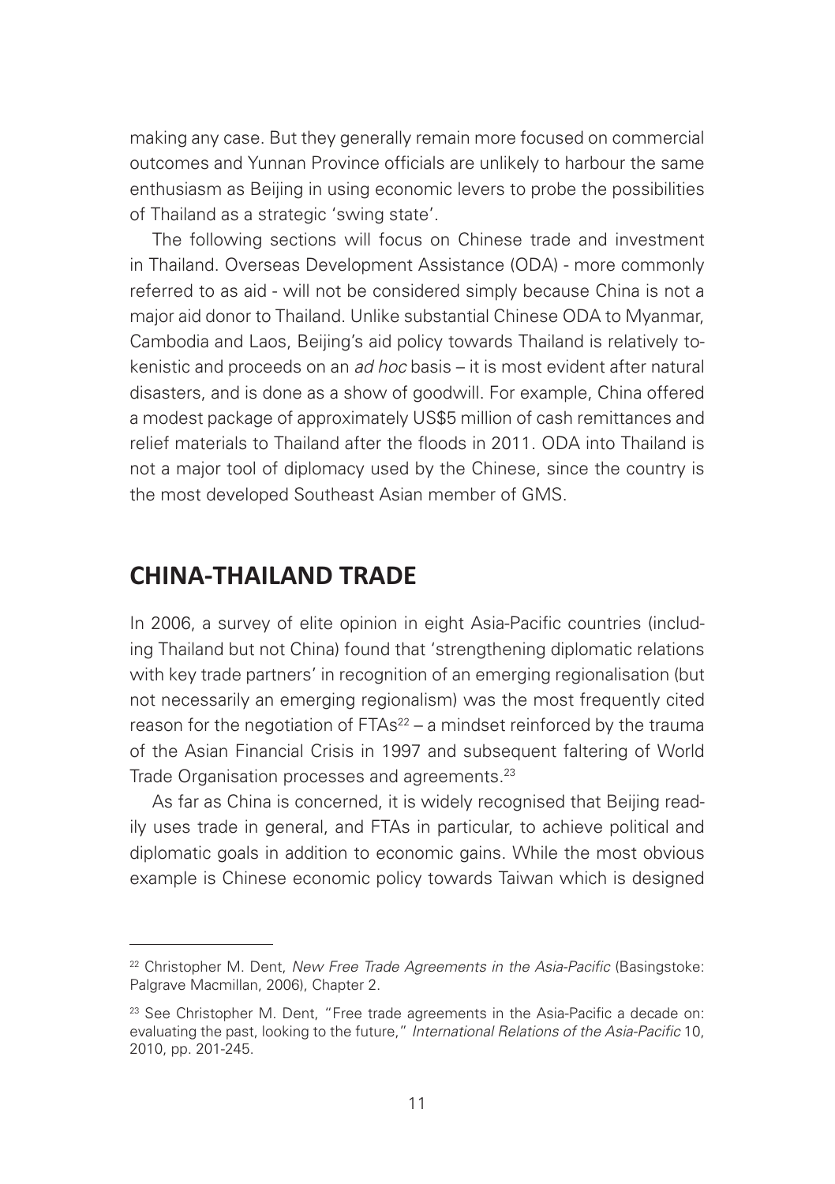making any case. But they generally remain more focused on commercial outcomes and Yunnan Province officials are unlikely to harbour the same enthusiasm as Beijing in using economic levers to probe the possibilities of Thailand as a strategic 'swing state'.

The following sections will focus on Chinese trade and investment in Thailand. Overseas Development Assistance (ODA) - more commonly referred to as aid - will not be considered simply because China is not a major aid donor to Thailand. Unlike substantial Chinese ODA to Myanmar, Cambodia and Laos, Beijing's aid policy towards Thailand is relatively tokenistic and proceeds on an *ad hoc* basis – it is most evident after natural disasters, and is done as a show of goodwill. For example, China offered a modest package of approximately US$5 million of cash remittances and relief materials to Thailand after the floods in 2011. ODA into Thailand is not a major tool of diplomacy used by the Chinese, since the country is the most developed Southeast Asian member of GMS.

## CHINA-THAILAND TRADE

In 2006, a survey of elite opinion in eight Asia-Pacific countries (including Thailand but not China) found that 'strengthening diplomatic relations with key trade partners' in recognition of an emerging regionalisation (but not necessarily an emerging regionalism) was the most frequently cited reason for the negotiation of FTAs[22] – a mindset reinforced by the trauma of the Asian Financial Crisis in 1997 and subsequent faltering of World Trade Organisation processes and agreements.[23]

As far as China is concerned, it is widely recognised that Beijing readily uses trade in general, and FTAs in particular, to achieve political and diplomatic goals in addition to economic gains. While the most obvious example is Chinese economic policy towards Taiwan which is designed

---

[22] Christopher M. Dent, *New Free Trade Agreements in the Asia-Pacific* (Basingstoke: Palgrave Macmillan, 2006), Chapter 2.

[23] See Christopher M. Dent, "Free trade agreements in the Asia-Pacific a decade on: evaluating the past, looking to the future," *International Relations of the Asia-Pacific* 10, 2010, pp. 201-245.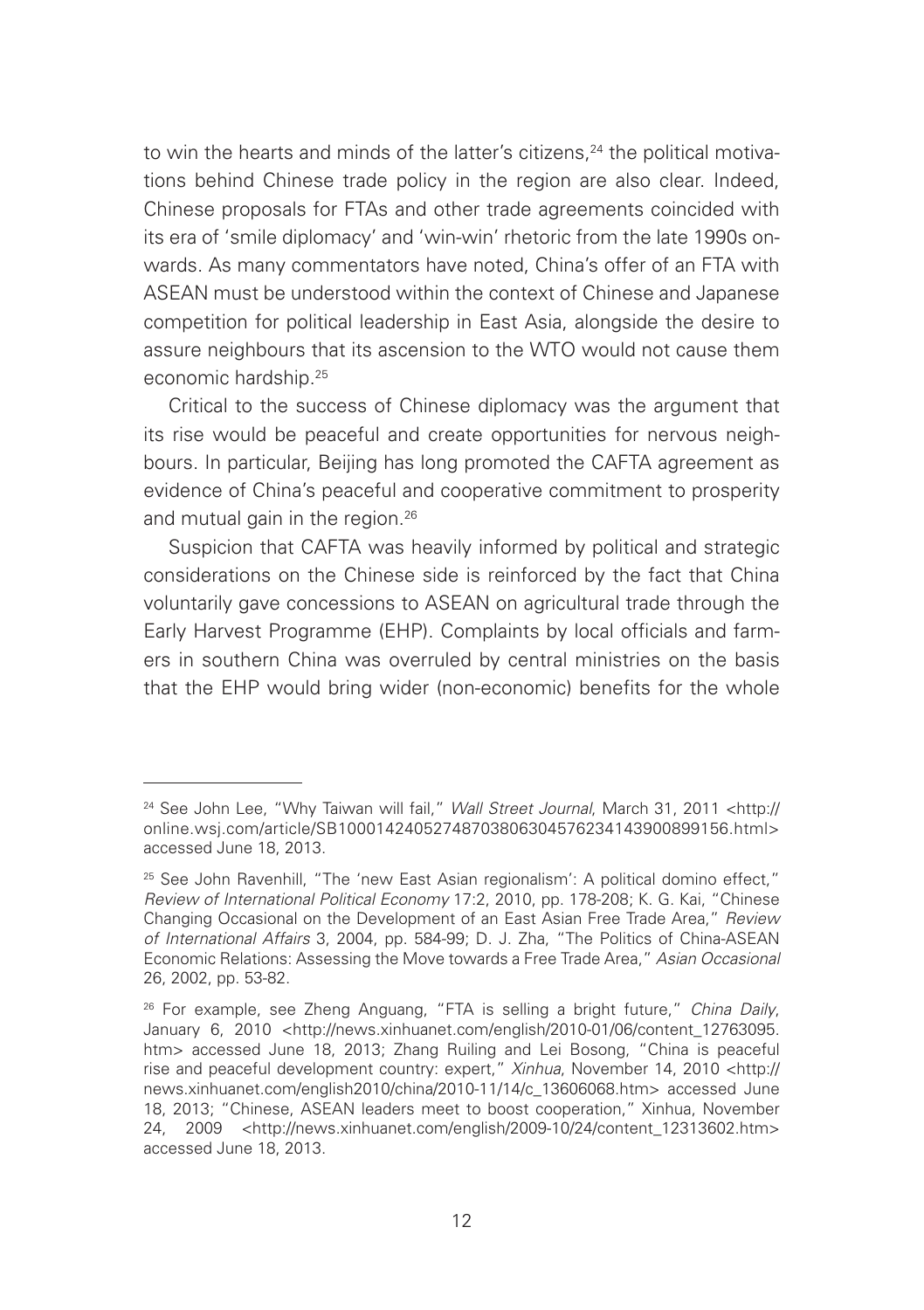to win the hearts and minds of the latter's citizens,[24] the political motivations behind Chinese trade policy in the region are also clear. Indeed, Chinese proposals for FTAs and other trade agreements coincided with its era of 'smile diplomacy' and 'win-win' rhetoric from the late 1990s onwards. As many commentators have noted, China's offer of an FTA with ASEAN must be understood within the context of Chinese and Japanese competition for political leadership in East Asia, alongside the desire to assure neighbours that its ascension to the WTO would not cause them economic hardship.[25]

Critical to the success of Chinese diplomacy was the argument that its rise would be peaceful and create opportunities for nervous neighbours. In particular, Beijing has long promoted the CAFTA agreement as evidence of China's peaceful and cooperative commitment to prosperity and mutual gain in the region.[26]

Suspicion that CAFTA was heavily informed by political and strategic considerations on the Chinese side is reinforced by the fact that China voluntarily gave concessions to ASEAN on agricultural trade through the Early Harvest Programme (EHP). Complaints by local officials and farmers in southern China was overruled by central ministries on the basis that the EHP would bring wider (non-economic) benefits for the whole

---

[24] See John Lee, "Why Taiwan will fail," *Wall Street Journal*, March 31, 2011 <http://online.wsj.com/article/SB10001424052748703806304576234143900899156.html> accessed June 18, 2013.

[25] See John Ravenhill, "The 'new East Asian regionalism': A political domino effect," *Review of International Political Economy* 17:2, 2010, pp. 178-208; K. G. Kai, "Chinese Changing Occasional on the Development of an East Asian Free Trade Area," *Review of International Affairs* 3, 2004, pp. 584-99; D. J. Zha, "The Politics of China-ASEAN Economic Relations: Assessing the Move towards a Free Trade Area," *Asian Occasional* 26, 2002, pp. 53-82.

[26] For example, see Zheng Anguang, "FTA is selling a bright future," *China Daily*, January 6, 2010 <http://news.xinhuanet.com/english/2010-01/06/content_12763095.htm> accessed June 18, 2013; Zhang Ruiling and Lei Bosong, "China is peaceful rise and peaceful development country: expert," *Xinhua*, November 14, 2010 <http://news.xinhuanet.com/english2010/china/2010-11/14/c_13606068.htm> accessed June 18, 2013; "Chinese, ASEAN leaders meet to boost cooperation," Xinhua, November 24, 2009 <http://news.xinhuanet.com/english/2009-10/24/content_12313602.htm> accessed June 18, 2013.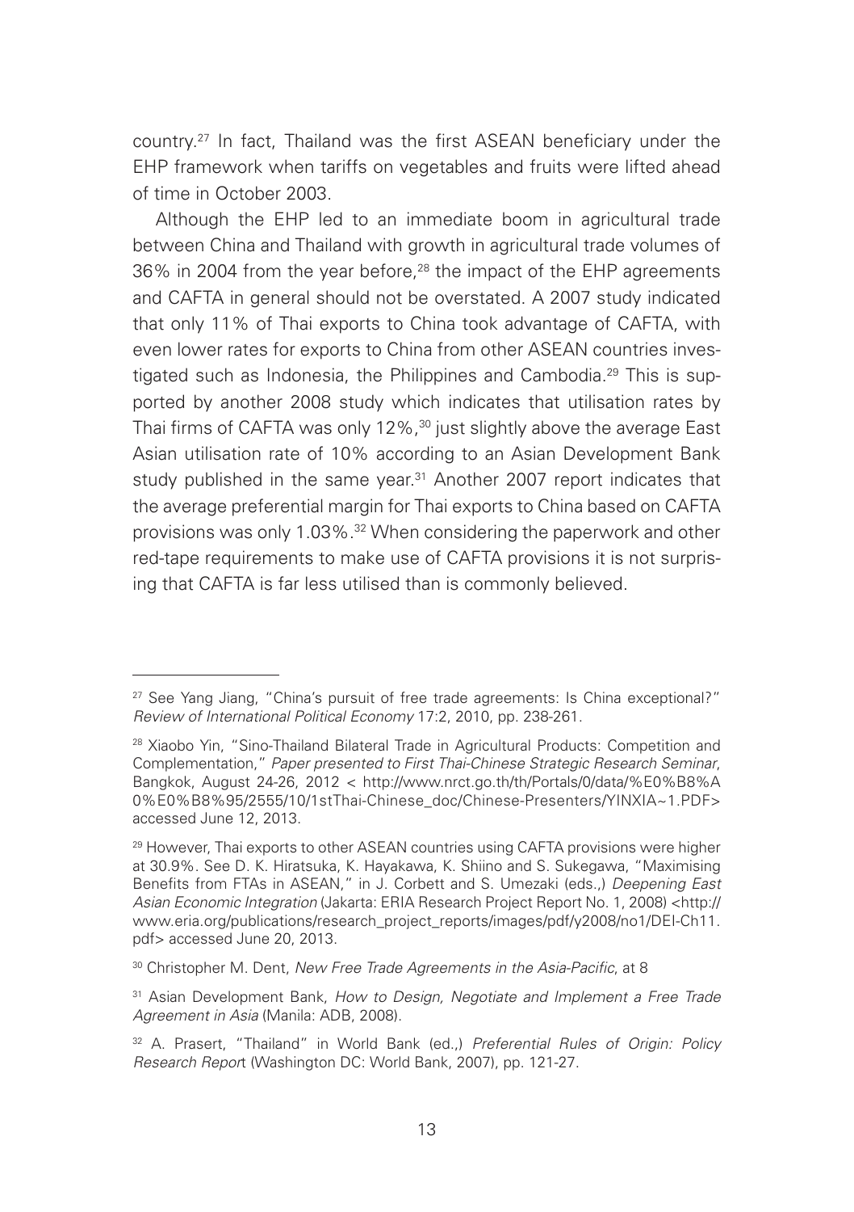country.[27] In fact, Thailand was the first ASEAN beneficiary under the EHP framework when tariffs on vegetables and fruits were lifted ahead of time in October 2003.

Although the EHP led to an immediate boom in agricultural trade between China and Thailand with growth in agricultural trade volumes of 36% in 2004 from the year before,[28] the impact of the EHP agreements and CAFTA in general should not be overstated. A 2007 study indicated that only 11% of Thai exports to China took advantage of CAFTA, with even lower rates for exports to China from other ASEAN countries investigated such as Indonesia, the Philippines and Cambodia.[29] This is supported by another 2008 study which indicates that utilisation rates by Thai firms of CAFTA was only 12%,[30] just slightly above the average East Asian utilisation rate of 10% according to an Asian Development Bank study published in the same year.[31] Another 2007 report indicates that the average preferential margin for Thai exports to China based on CAFTA provisions was only 1.03%.[32] When considering the paperwork and other red-tape requirements to make use of CAFTA provisions it is not surprising that CAFTA is far less utilised than is commonly believed.

---

[27] See Yang Jiang, "China's pursuit of free trade agreements: Is China exceptional?" *Review of International Political Economy* 17:2, 2010, pp. 238-261.

[28] Xiaobo Yin, "Sino-Thailand Bilateral Trade in Agricultural Products: Competition and Complementation," *Paper presented to First Thai-Chinese Strategic Research Seminar*, Bangkok, August 24-26, 2012 < http://www.nrct.go.th/th/Portals/0/data/%E0%B8%A0%E0%B8%95/2555/10/1stThai-Chinese_doc/Chinese-Presenters/YINXIA~1.PDF> accessed June 12, 2013.

[29] However, Thai exports to other ASEAN countries using CAFTA provisions were higher at 30.9%. See D. K. Hiratsuka, K. Hayakawa, K. Shiino and S. Sukegawa, "Maximising Benefits from FTAs in ASEAN," in J. Corbett and S. Umezaki (eds.,) *Deepening East Asian Economic Integration* (Jakarta: ERIA Research Project Report No. 1, 2008) <http://www.eria.org/publications/research_project_reports/images/pdf/y2008/no1/DEI-Ch11.pdf> accessed June 20, 2013.

[30] Christopher M. Dent, *New Free Trade Agreements in the Asia-Pacific*, at 8

[31] Asian Development Bank, *How to Design, Negotiate and Implement a Free Trade Agreement in Asia* (Manila: ADB, 2008).

[32] A. Prasert, "Thailand" in World Bank (ed.,) *Preferential Rules of Origin: Policy Research Report* (Washington DC: World Bank, 2007), pp. 121-27.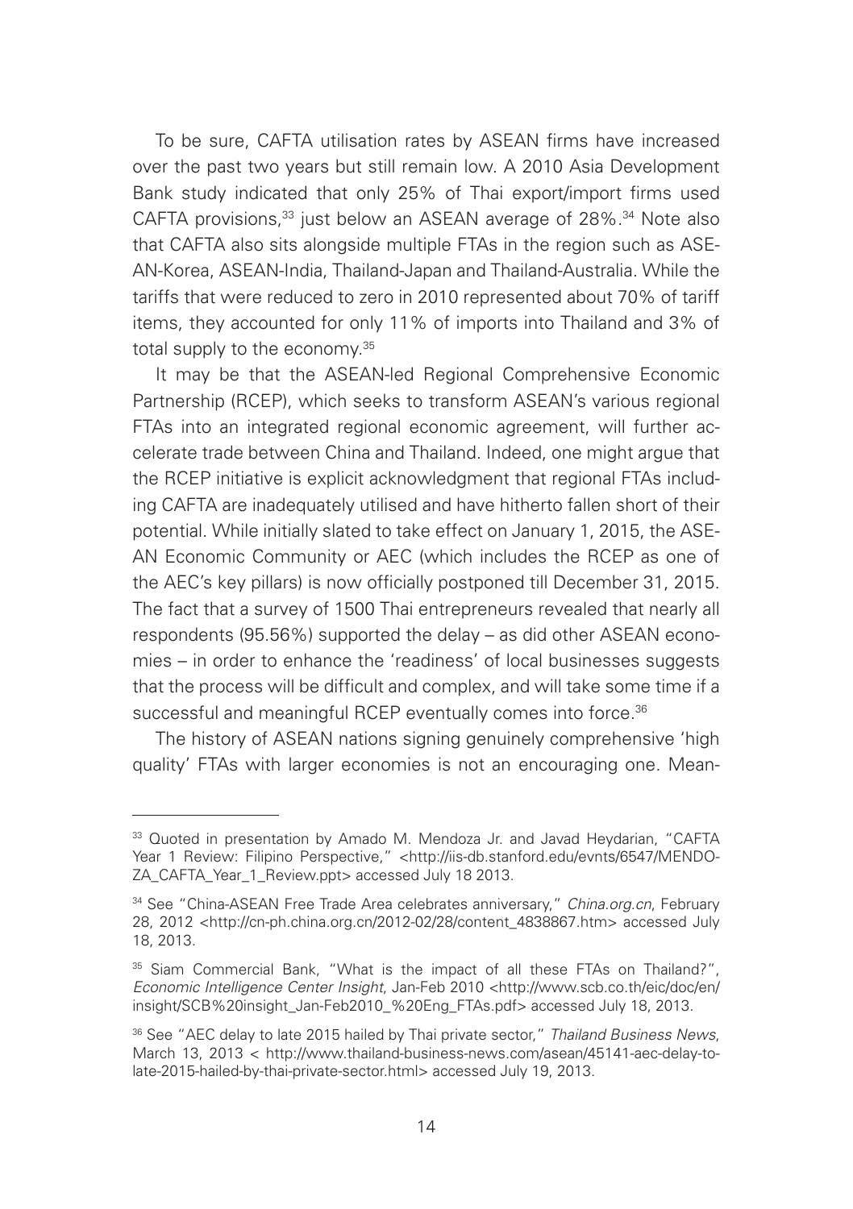To be sure, CAFTA utilisation rates by ASEAN firms have increased over the past two years but still remain low. A 2010 Asia Development Bank study indicated that only 25% of Thai export/import firms used CAFTA provisions,[33] just below an ASEAN average of 28%.[34] Note also that CAFTA also sits alongside multiple FTAs in the region such as ASEAN-Korea, ASEAN-India, Thailand-Japan and Thailand-Australia. While the tariffs that were reduced to zero in 2010 represented about 70% of tariff items, they accounted for only 11% of imports into Thailand and 3% of total supply to the economy.[35]

It may be that the ASEAN-led Regional Comprehensive Economic Partnership (RCEP), which seeks to transform ASEAN's various regional FTAs into an integrated regional economic agreement, will further accelerate trade between China and Thailand. Indeed, one might argue that the RCEP initiative is explicit acknowledgment that regional FTAs including CAFTA are inadequately utilised and have hitherto fallen short of their potential. While initially slated to take effect on January 1, 2015, the ASEAN Economic Community or AEC (which includes the RCEP as one of the AEC's key pillars) is now officially postponed till December 31, 2015. The fact that a survey of 1500 Thai entrepreneurs revealed that nearly all respondents (95.56%) supported the delay – as did other ASEAN economies – in order to enhance the 'readiness' of local businesses suggests that the process will be difficult and complex, and will take some time if a successful and meaningful RCEP eventually comes into force.[36]

The history of ASEAN nations signing genuinely comprehensive 'high quality' FTAs with larger economies is not an encouraging one. Mean-

---

[33] Quoted in presentation by Amado M. Mendoza Jr. and Javad Heydarian, "CAFTA Year 1 Review: Filipino Perspective," <http://iis-db.stanford.edu/evnts/6547/MENDOZA_CAFTA_Year_1_Review.ppt> accessed July 18 2013.

[34] See "China-ASEAN Free Trade Area celebrates anniversary," *China.org.cn*, February 28, 2012 <http://cn-ph.china.org.cn/2012-02/28/content_4838867.htm> accessed July 18, 2013.

[35] Siam Commercial Bank, "What is the impact of all these FTAs on Thailand?", *Economic Intelligence Center Insight*, Jan-Feb 2010 <http://www.scb.co.th/eic/doc/en/insight/SCB%20insight_Jan-Feb2010_%20Eng_FTAs.pdf> accessed July 18, 2013.

[36] See "AEC delay to late 2015 hailed by Thai private sector," *Thailand Business News*, March 13, 2013 < http://www.thailand-business-news.com/asean/45141-aec-delay-to-late-2015-hailed-by-thai-private-sector.html> accessed July 19, 2013.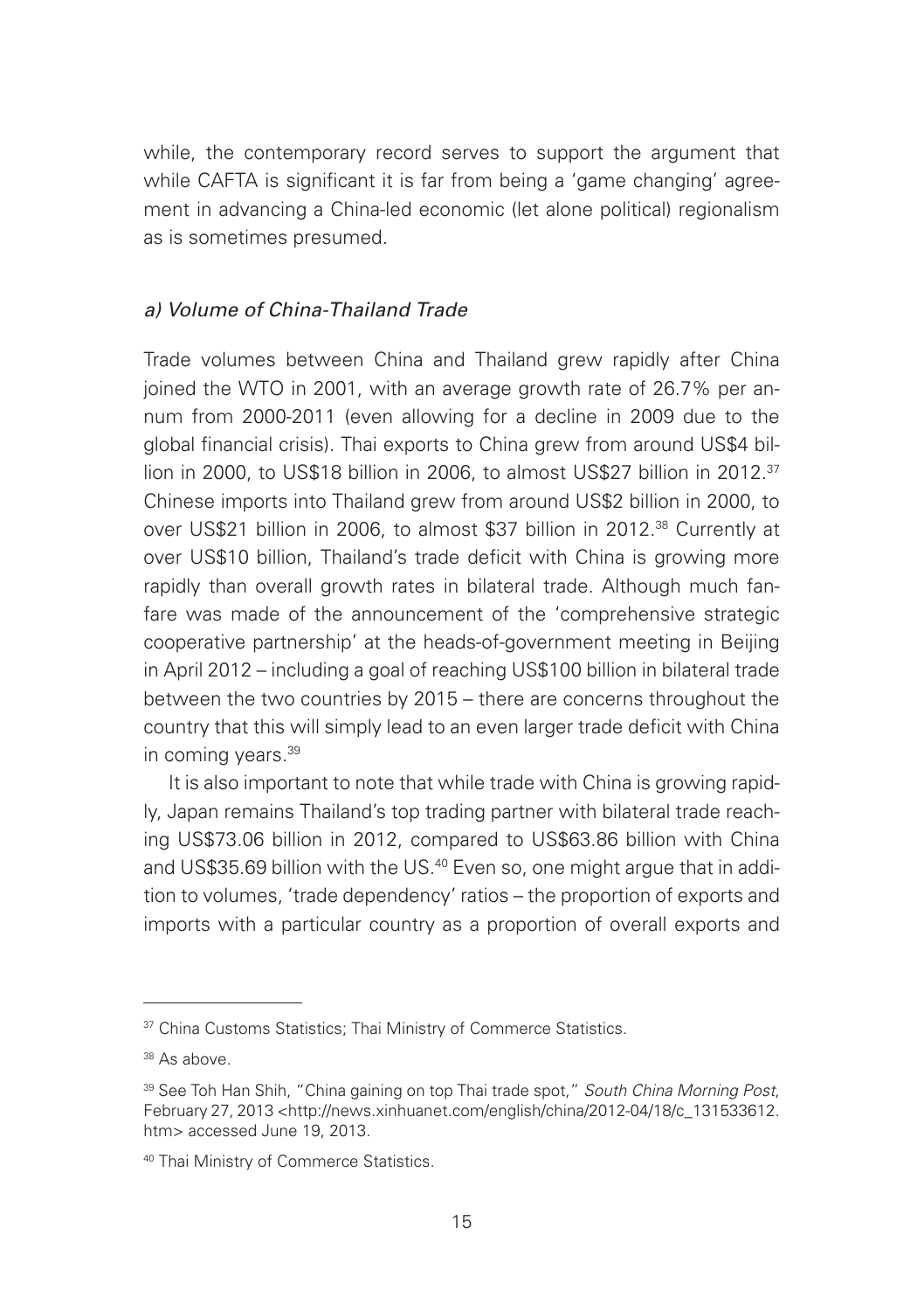while, the contemporary record serves to support the argument that while CAFTA is significant it is far from being a 'game changing' agreement in advancing a China-led economic (let alone political) regionalism as is sometimes presumed.

### *a) Volume of China-Thailand Trade*

Trade volumes between China and Thailand grew rapidly after China joined the WTO in 2001, with an average growth rate of 26.7% per annum from 2000-2011 (even allowing for a decline in 2009 due to the global financial crisis). Thai exports to China grew from around US$4 billion in 2000, to US$18 billion in 2006, to almost US$27 billion in 2012.[37] Chinese imports into Thailand grew from around US$2 billion in 2000, to over US$21 billion in 2006, to almost $37 billion in 2012.[38] Currently at over US$10 billion, Thailand's trade deficit with China is growing more rapidly than overall growth rates in bilateral trade. Although much fanfare was made of the announcement of the 'comprehensive strategic cooperative partnership' at the heads-of-government meeting in Beijing in April 2012 – including a goal of reaching US$100 billion in bilateral trade between the two countries by 2015 – there are concerns throughout the country that this will simply lead to an even larger trade deficit with China in coming years.[39]

It is also important to note that while trade with China is growing rapidly, Japan remains Thailand's top trading partner with bilateral trade reaching US$73.06 billion in 2012, compared to US$63.86 billion with China and US$35.69 billion with the US.[40] Even so, one might argue that in addition to volumes, 'trade dependency' ratios – the proportion of exports and imports with a particular country as a proportion of overall exports and

---

[37] China Customs Statistics; Thai Ministry of Commerce Statistics.

[38] As above.

[39] See Toh Han Shih, "China gaining on top Thai trade spot," *South China Morning Post*, February 27, 2013 <http://news.xinhuanet.com/english/china/2012-04/18/c_131533612.htm> accessed June 19, 2013.

[40] Thai Ministry of Commerce Statistics.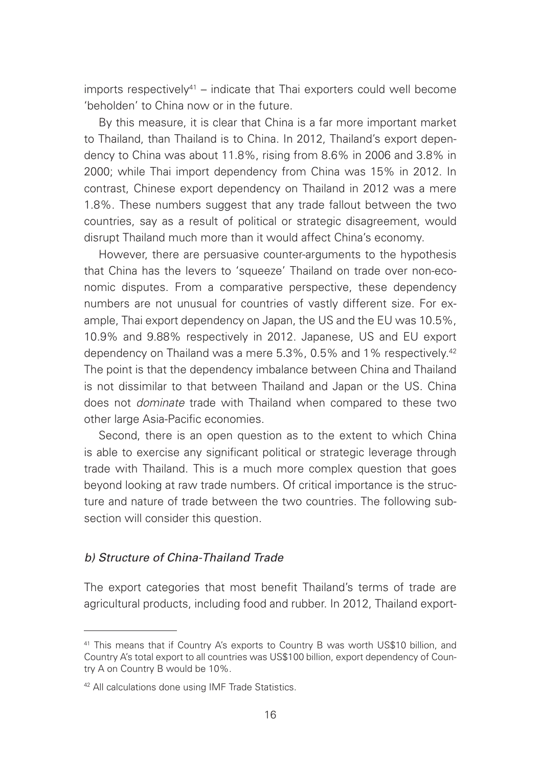imports respectively[41] – indicate that Thai exporters could well become 'beholden' to China now or in the future.

By this measure, it is clear that China is a far more important market to Thailand, than Thailand is to China. In 2012, Thailand's export dependency to China was about 11.8%, rising from 8.6% in 2006 and 3.8% in 2000; while Thai import dependency from China was 15% in 2012. In contrast, Chinese export dependency on Thailand in 2012 was a mere 1.8%. These numbers suggest that any trade fallout between the two countries, say as a result of political or strategic disagreement, would disrupt Thailand much more than it would affect China's economy.

However, there are persuasive counter-arguments to the hypothesis that China has the levers to 'squeeze' Thailand on trade over non-economic disputes. From a comparative perspective, these dependency numbers are not unusual for countries of vastly different size. For example, Thai export dependency on Japan, the US and the EU was 10.5%, 10.9% and 9.88% respectively in 2012. Japanese, US and EU export dependency on Thailand was a mere 5.3%, 0.5% and 1% respectively.[42] The point is that the dependency imbalance between China and Thailand is not dissimilar to that between Thailand and Japan or the US. China does not *dominate* trade with Thailand when compared to these two other large Asia-Pacific economies.

Second, there is an open question as to the extent to which China is able to exercise any significant political or strategic leverage through trade with Thailand. This is a much more complex question that goes beyond looking at raw trade numbers. Of critical importance is the structure and nature of trade between the two countries. The following subsection will consider this question.

### *b) Structure of China-Thailand Trade*

The export categories that most benefit Thailand's terms of trade are agricultural products, including food and rubber. In 2012, Thailand export-

---

[41] This means that if Country A's exports to Country B was worth US$10 billion, and Country A's total export to all countries was US$100 billion, export dependency of Country A on Country B would be 10%.

[42] All calculations done using IMF Trade Statistics.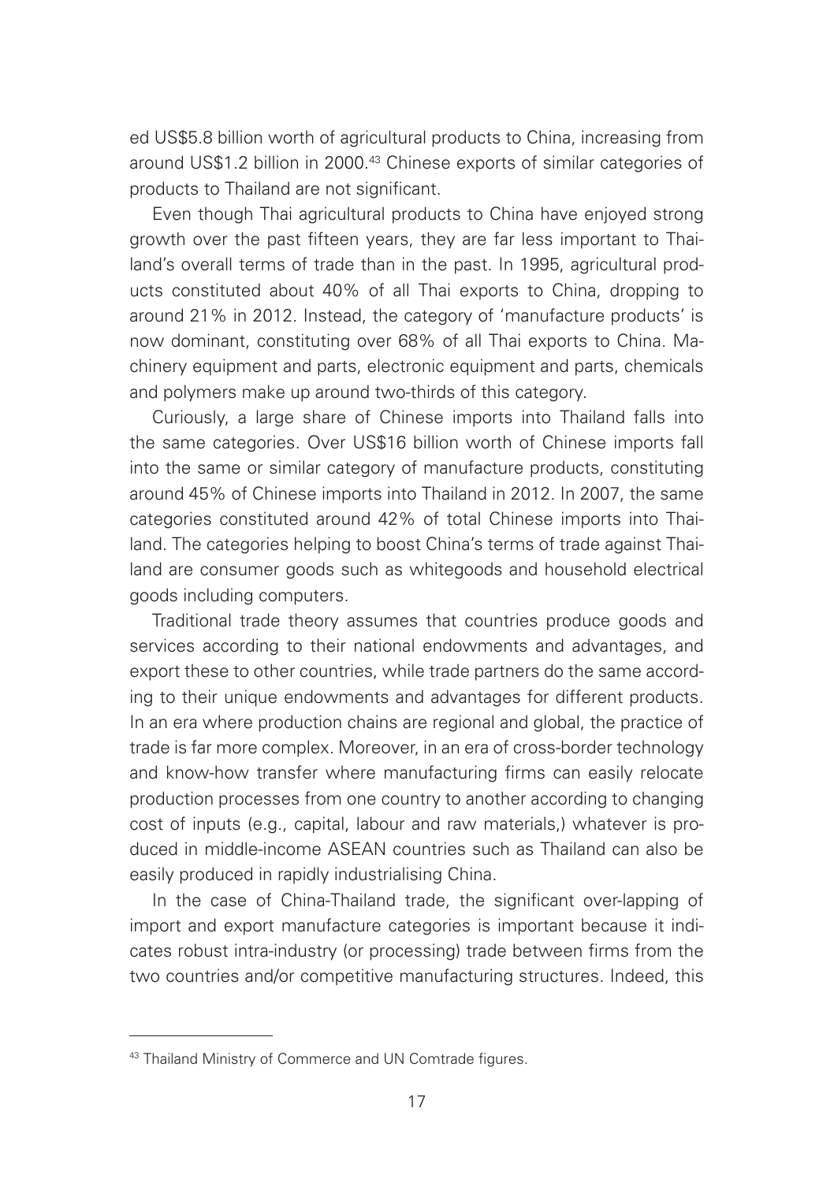ed US$5.8 billion worth of agricultural products to China, increasing from around US$1.2 billion in 2000.[43] Chinese exports of similar categories of products to Thailand are not significant.

Even though Thai agricultural products to China have enjoyed strong growth over the past fifteen years, they are far less important to Thailand's overall terms of trade than in the past. In 1995, agricultural products constituted about 40% of all Thai exports to China, dropping to around 21% in 2012. Instead, the category of 'manufacture products' is now dominant, constituting over 68% of all Thai exports to China. Machinery equipment and parts, electronic equipment and parts, chemicals and polymers make up around two-thirds of this category.

Curiously, a large share of Chinese imports into Thailand falls into the same categories. Over US$16 billion worth of Chinese imports fall into the same or similar category of manufacture products, constituting around 45% of Chinese imports into Thailand in 2012. In 2007, the same categories constituted around 42% of total Chinese imports into Thailand. The categories helping to boost China's terms of trade against Thailand are consumer goods such as whitegoods and household electrical goods including computers.

Traditional trade theory assumes that countries produce goods and services according to their national endowments and advantages, and export these to other countries, while trade partners do the same according to their unique endowments and advantages for different products. In an era where production chains are regional and global, the practice of trade is far more complex. Moreover, in an era of cross-border technology and know-how transfer where manufacturing firms can easily relocate production processes from one country to another according to changing cost of inputs (e.g., capital, labour and raw materials,) whatever is produced in middle-income ASEAN countries such as Thailand can also be easily produced in rapidly industrialising China.

In the case of China-Thailand trade, the significant over-lapping of import and export manufacture categories is important because it indicates robust intra-industry (or processing) trade between firms from the two countries and/or competitive manufacturing structures. Indeed, this

---

[43] Thailand Ministry of Commerce and UN Comtrade figures.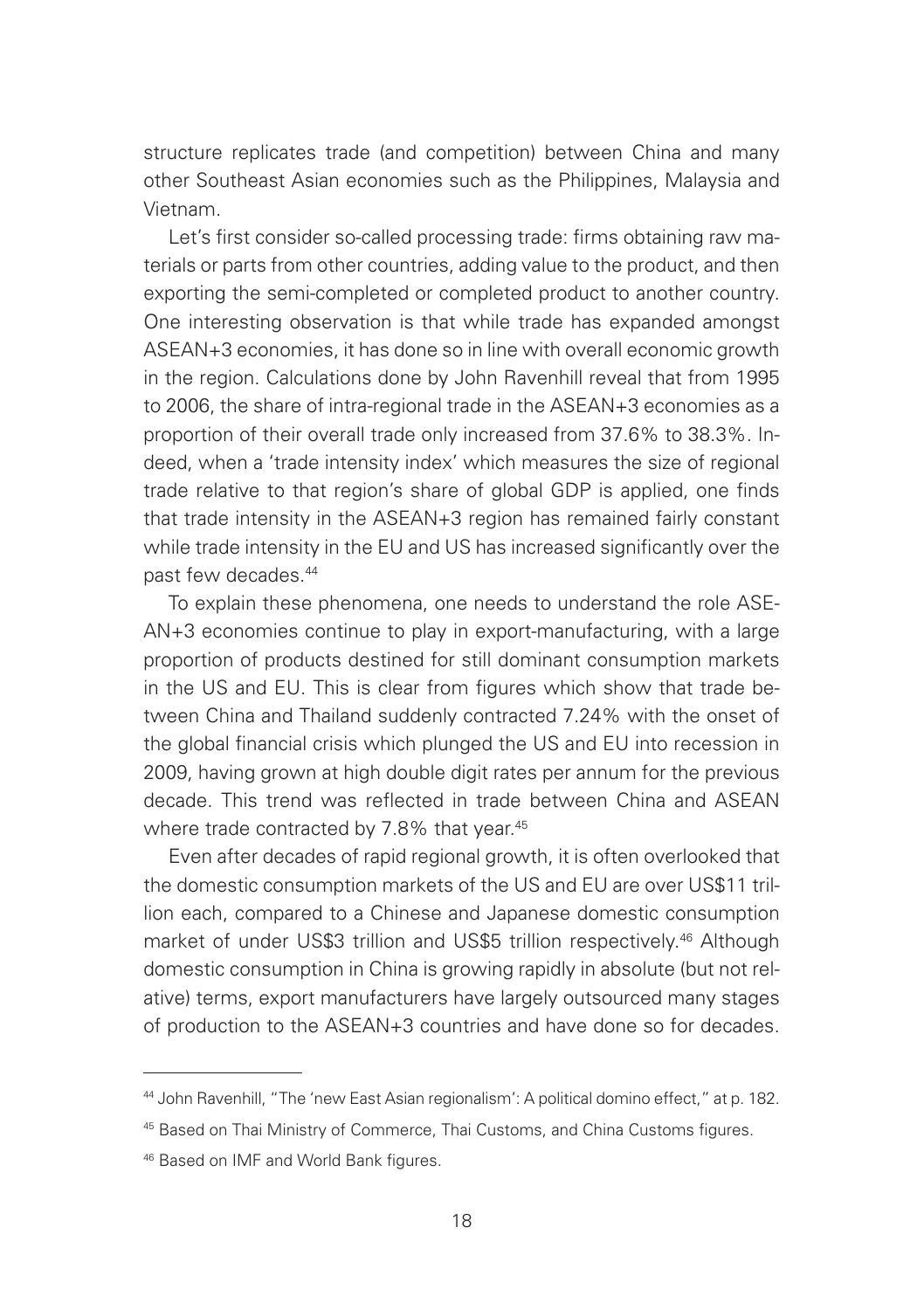structure replicates trade (and competition) between China and many other Southeast Asian economies such as the Philippines, Malaysia and Vietnam.

Let's first consider so-called processing trade: firms obtaining raw materials or parts from other countries, adding value to the product, and then exporting the semi-completed or completed product to another country. One interesting observation is that while trade has expanded amongst ASEAN+3 economies, it has done so in line with overall economic growth in the region. Calculations done by John Ravenhill reveal that from 1995 to 2006, the share of intra-regional trade in the ASEAN+3 economies as a proportion of their overall trade only increased from 37.6% to 38.3%. Indeed, when a 'trade intensity index' which measures the size of regional trade relative to that region's share of global GDP is applied, one finds that trade intensity in the ASEAN+3 region has remained fairly constant while trade intensity in the EU and US has increased significantly over the past few decades.[44]

To explain these phenomena, one needs to understand the role ASEAN+3 economies continue to play in export-manufacturing, with a large proportion of products destined for still dominant consumption markets in the US and EU. This is clear from figures which show that trade between China and Thailand suddenly contracted 7.24% with the onset of the global financial crisis which plunged the US and EU into recession in 2009, having grown at high double digit rates per annum for the previous decade. This trend was reflected in trade between China and ASEAN where trade contracted by 7.8% that year.[45]

Even after decades of rapid regional growth, it is often overlooked that the domestic consumption markets of the US and EU are over US$11 trillion each, compared to a Chinese and Japanese domestic consumption market of under US$3 trillion and US$5 trillion respectively.[46] Although domestic consumption in China is growing rapidly in absolute (but not relative) terms, export manufacturers have largely outsourced many stages of production to the ASEAN+3 countries and have done so for decades.

---

[44] John Ravenhill, "The 'new East Asian regionalism': A political domino effect," at p. 182.

[45] Based on Thai Ministry of Commerce, Thai Customs, and China Customs figures.

[46] Based on IMF and World Bank figures.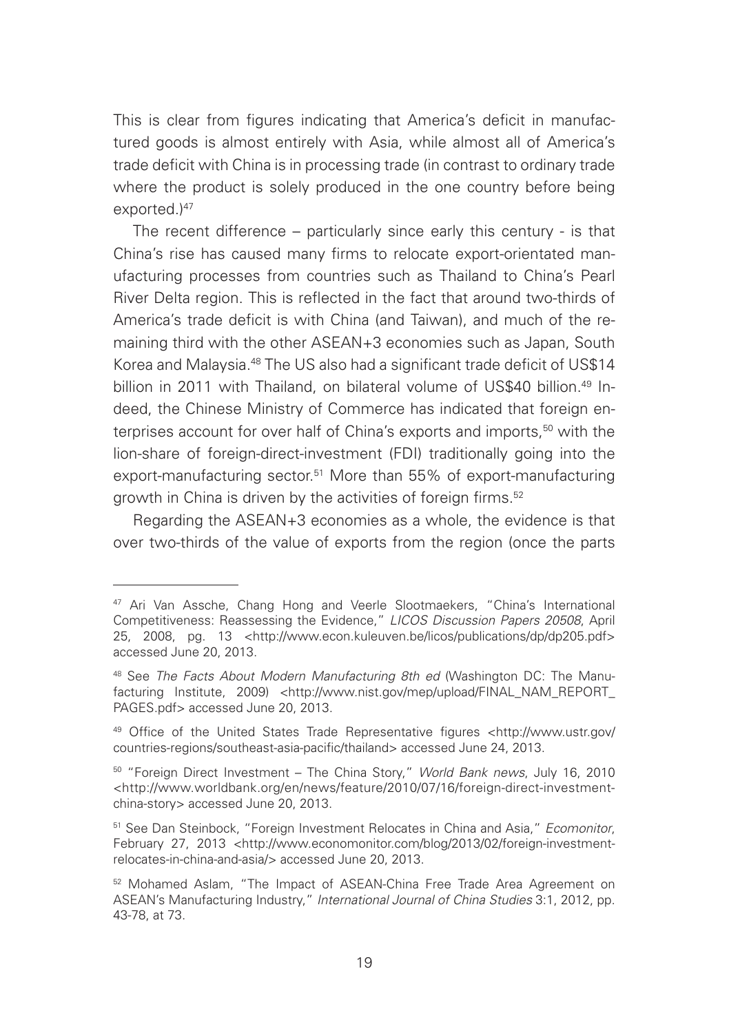This is clear from figures indicating that America's deficit in manufactured goods is almost entirely with Asia, while almost all of America's trade deficit with China is in processing trade (in contrast to ordinary trade where the product is solely produced in the one country before being exported.)[47]

The recent difference – particularly since early this century - is that China's rise has caused many firms to relocate export-orientated manufacturing processes from countries such as Thailand to China's Pearl River Delta region. This is reflected in the fact that around two-thirds of America's trade deficit is with China (and Taiwan), and much of the remaining third with the other ASEAN+3 economies such as Japan, South Korea and Malaysia.[48] The US also had a significant trade deficit of US$14 billion in 2011 with Thailand, on bilateral volume of US$40 billion.[49] Indeed, the Chinese Ministry of Commerce has indicated that foreign enterprises account for over half of China's exports and imports,[50] with the lion-share of foreign-direct-investment (FDI) traditionally going into the export-manufacturing sector.[51] More than 55% of export-manufacturing growth in China is driven by the activities of foreign firms.[52]

Regarding the ASEAN+3 economies as a whole, the evidence is that over two-thirds of the value of exports from the region (once the parts

---

[47] Ari Van Assche, Chang Hong and Veerle Slootmaekers, "China's International Competitiveness: Reassessing the Evidence," *LICOS Discussion Papers 20508*, April 25, 2008, pg. 13 <http://www.econ.kuleuven.be/licos/publications/dp/dp205.pdf> accessed June 20, 2013.

[48] See *The Facts About Modern Manufacturing 8th ed* (Washington DC: The Manufacturing Institute, 2009) <http://www.nist.gov/mep/upload/FINAL_NAM_REPORT_PAGES.pdf> accessed June 20, 2013.

[49] Office of the United States Trade Representative figures <http://www.ustr.gov/countries-regions/southeast-asia-pacific/thailand> accessed June 24, 2013.

[50] "Foreign Direct Investment – The China Story," *World Bank news*, July 16, 2010 <http://www.worldbank.org/en/news/feature/2010/07/16/foreign-direct-investment-china-story> accessed June 20, 2013.

[51] See Dan Steinbock, "Foreign Investment Relocates in China and Asia," *Ecomonitor*, February 27, 2013 <http://www.economonitor.com/blog/2013/02/foreign-investment-relocates-in-china-and-asia/> accessed June 20, 2013.

[52] Mohamed Aslam, "The Impact of ASEAN-China Free Trade Area Agreement on ASEAN's Manufacturing Industry," *International Journal of China Studies* 3:1, 2012, pp. 43-78, at 73.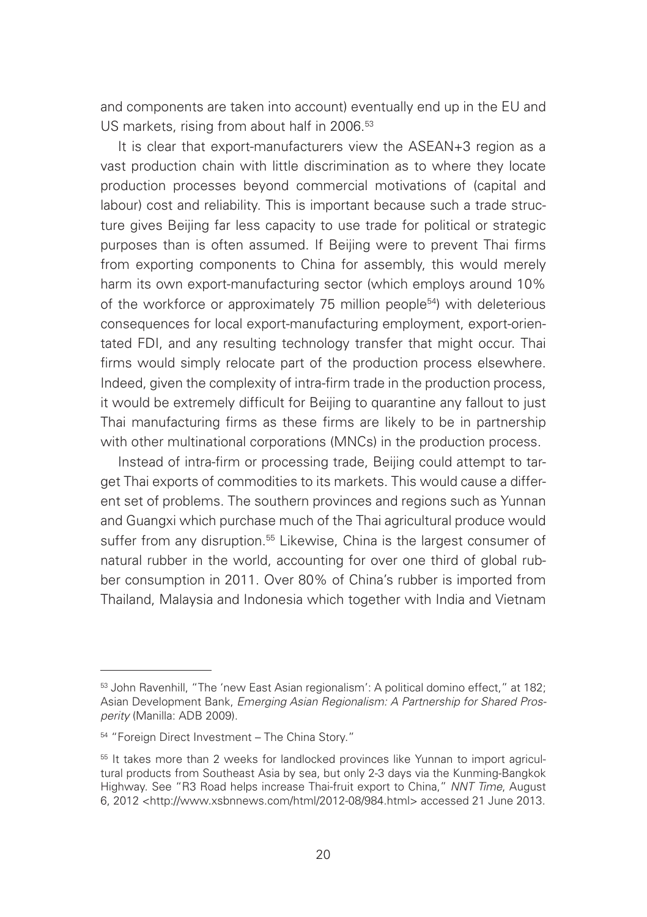and components are taken into account) eventually end up in the EU and US markets, rising from about half in 2006.[53]

It is clear that export-manufacturers view the ASEAN+3 region as a vast production chain with little discrimination as to where they locate production processes beyond commercial motivations of (capital and labour) cost and reliability. This is important because such a trade structure gives Beijing far less capacity to use trade for political or strategic purposes than is often assumed. If Beijing were to prevent Thai firms from exporting components to China for assembly, this would merely harm its own export-manufacturing sector (which employs around 10% of the workforce or approximately 75 million people[54]) with deleterious consequences for local export-manufacturing employment, export-orientated FDI, and any resulting technology transfer that might occur. Thai firms would simply relocate part of the production process elsewhere. Indeed, given the complexity of intra-firm trade in the production process, it would be extremely difficult for Beijing to quarantine any fallout to just Thai manufacturing firms as these firms are likely to be in partnership with other multinational corporations (MNCs) in the production process.

Instead of intra-firm or processing trade, Beijing could attempt to target Thai exports of commodities to its markets. This would cause a different set of problems. The southern provinces and regions such as Yunnan and Guangxi which purchase much of the Thai agricultural produce would suffer from any disruption.[55] Likewise, China is the largest consumer of natural rubber in the world, accounting for over one third of global rubber consumption in 2011. Over 80% of China's rubber is imported from Thailand, Malaysia and Indonesia which together with India and Vietnam

---

[53] John Ravenhill, "The 'new East Asian regionalism': A political domino effect," at 182; Asian Development Bank, *Emerging Asian Regionalism: A Partnership for Shared Prosperity* (Manilla: ADB 2009).

[54] "Foreign Direct Investment – The China Story."

[55] It takes more than 2 weeks for landlocked provinces like Yunnan to import agricultural products from Southeast Asia by sea, but only 2-3 days via the Kunming-Bangkok Highway. See "R3 Road helps increase Thai-fruit export to China," *NNT Time*, August 6, 2012 <http://www.xsbnnews.com/html/2012-08/984.html> accessed 21 June 2013.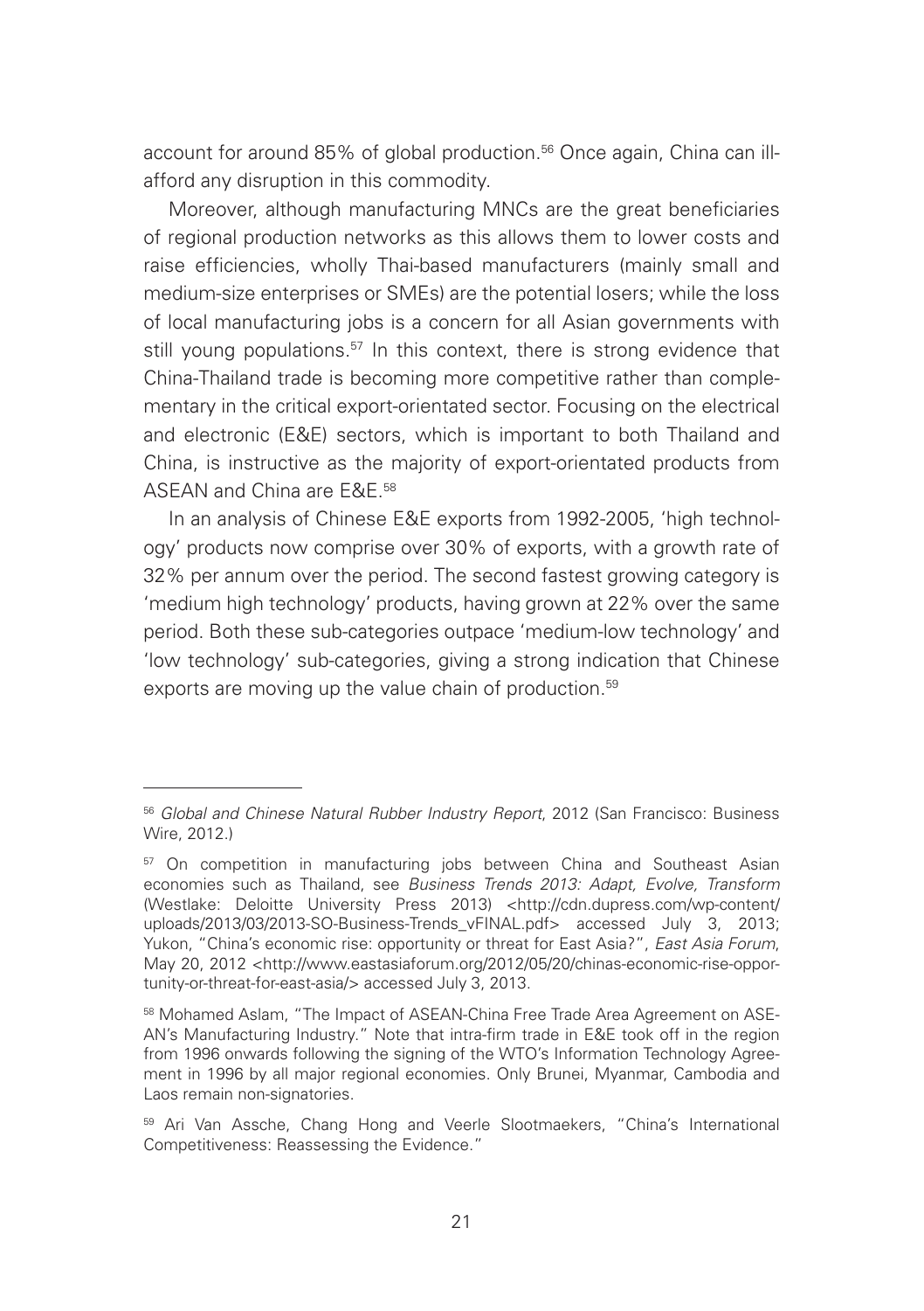account for around 85% of global production.[56] Once again, China can ill-afford any disruption in this commodity.

Moreover, although manufacturing MNCs are the great beneficiaries of regional production networks as this allows them to lower costs and raise efficiencies, wholly Thai-based manufacturers (mainly small and medium-size enterprises or SMEs) are the potential losers; while the loss of local manufacturing jobs is a concern for all Asian governments with still young populations.[57] In this context, there is strong evidence that China-Thailand trade is becoming more competitive rather than complementary in the critical export-orientated sector. Focusing on the electrical and electronic (E&E) sectors, which is important to both Thailand and China, is instructive as the majority of export-orientated products from ASEAN and China are E&E.[58]

In an analysis of Chinese E&E exports from 1992-2005, 'high technology' products now comprise over 30% of exports, with a growth rate of 32% per annum over the period. The second fastest growing category is 'medium high technology' products, having grown at 22% over the same period. Both these sub-categories outpace 'medium-low technology' and 'low technology' sub-categories, giving a strong indication that Chinese exports are moving up the value chain of production.[59]

---

[56] *Global and Chinese Natural Rubber Industry Report*, 2012 (San Francisco: Business Wire, 2012.)

[57] On competition in manufacturing jobs between China and Southeast Asian economies such as Thailand, see *Business Trends 2013: Adapt, Evolve, Transform* (Westlake: Deloitte University Press 2013) <http://cdn.dupress.com/wp-content/uploads/2013/03/2013-SO-Business-Trends_vFINAL.pdf> accessed July 3, 2013; Yukon, "China's economic rise: opportunity or threat for East Asia?", *East Asia Forum*, May 20, 2012 <http://www.eastasiaforum.org/2012/05/20/chinas-economic-rise-opportunity-or-threat-for-east-asia/> accessed July 3, 2013.

[58] Mohamed Aslam, "The Impact of ASEAN-China Free Trade Area Agreement on ASEAN's Manufacturing Industry." Note that intra-firm trade in E&E took off in the region from 1996 onwards following the signing of the WTO's Information Technology Agreement in 1996 by all major regional economies. Only Brunei, Myanmar, Cambodia and Laos remain non-signatories.

[59] Ari Van Assche, Chang Hong and Veerle Slootmaekers, "China's International Competitiveness: Reassessing the Evidence."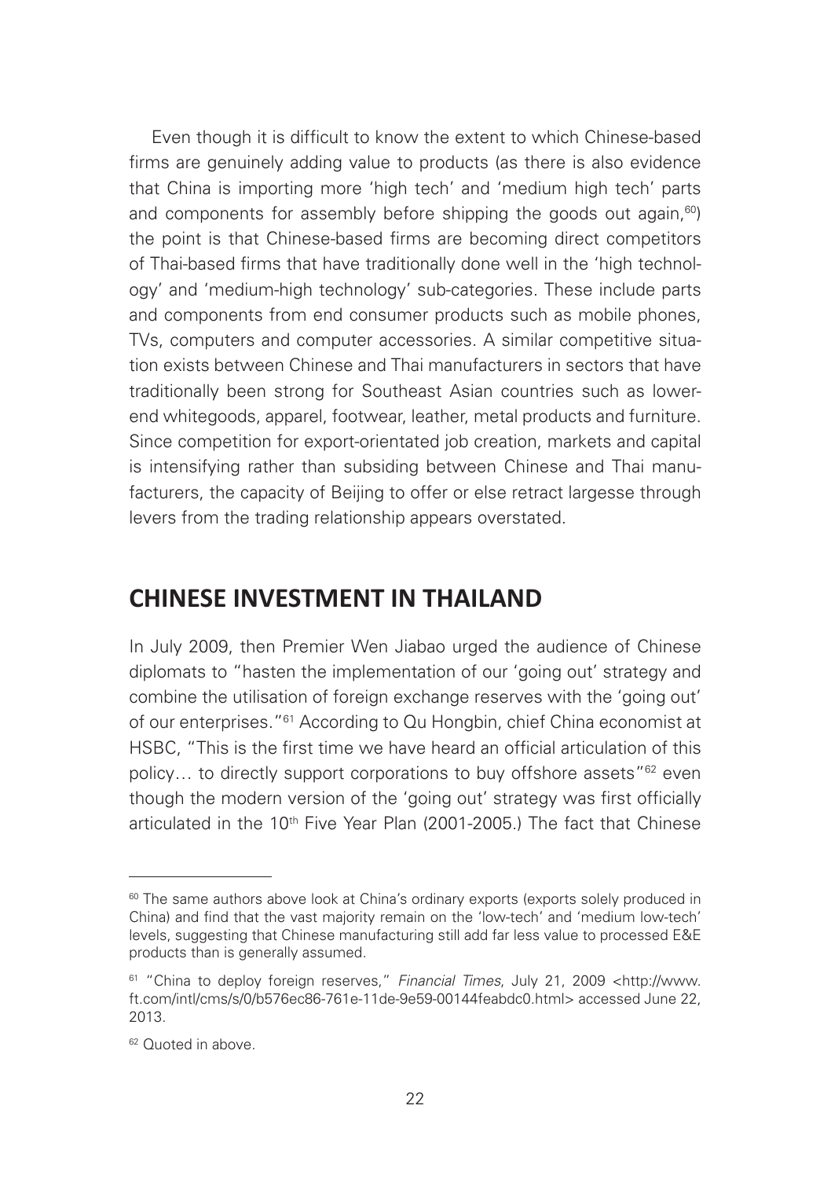Even though it is difficult to know the extent to which Chinese-based firms are genuinely adding value to products (as there is also evidence that China is importing more 'high tech' and 'medium high tech' parts and components for assembly before shipping the goods out again,[60]) the point is that Chinese-based firms are becoming direct competitors of Thai-based firms that have traditionally done well in the 'high technology' and 'medium-high technology' sub-categories. These include parts and components from end consumer products such as mobile phones, TVs, computers and computer accessories. A similar competitive situation exists between Chinese and Thai manufacturers in sectors that have traditionally been strong for Southeast Asian countries such as lower-end whitegoods, apparel, footwear, leather, metal products and furniture. Since competition for export-orientated job creation, markets and capital is intensifying rather than subsiding between Chinese and Thai manufacturers, the capacity of Beijing to offer or else retract largesse through levers from the trading relationship appears overstated.

## CHINESE INVESTMENT IN THAILAND

In July 2009, then Premier Wen Jiabao urged the audience of Chinese diplomats to "hasten the implementation of our 'going out' strategy and combine the utilisation of foreign exchange reserves with the 'going out' of our enterprises."[61] According to Qu Hongbin, chief China economist at HSBC, "This is the first time we have heard an official articulation of this policy… to directly support corporations to buy offshore assets"[62] even though the modern version of the 'going out' strategy was first officially articulated in the 10th Five Year Plan (2001-2005.) The fact that Chinese

---

[60] The same authors above look at China's ordinary exports (exports solely produced in China) and find that the vast majority remain on the 'low-tech' and 'medium low-tech' levels, suggesting that Chinese manufacturing still add far less value to processed E&E products than is generally assumed.

[61] "China to deploy foreign reserves," *Financial Times*, July 21, 2009 <http://www.ft.com/intl/cms/s/0/b576ec86-761e-11de-9e59-00144feabdc0.html> accessed June 22, 2013.

[62] Quoted in above.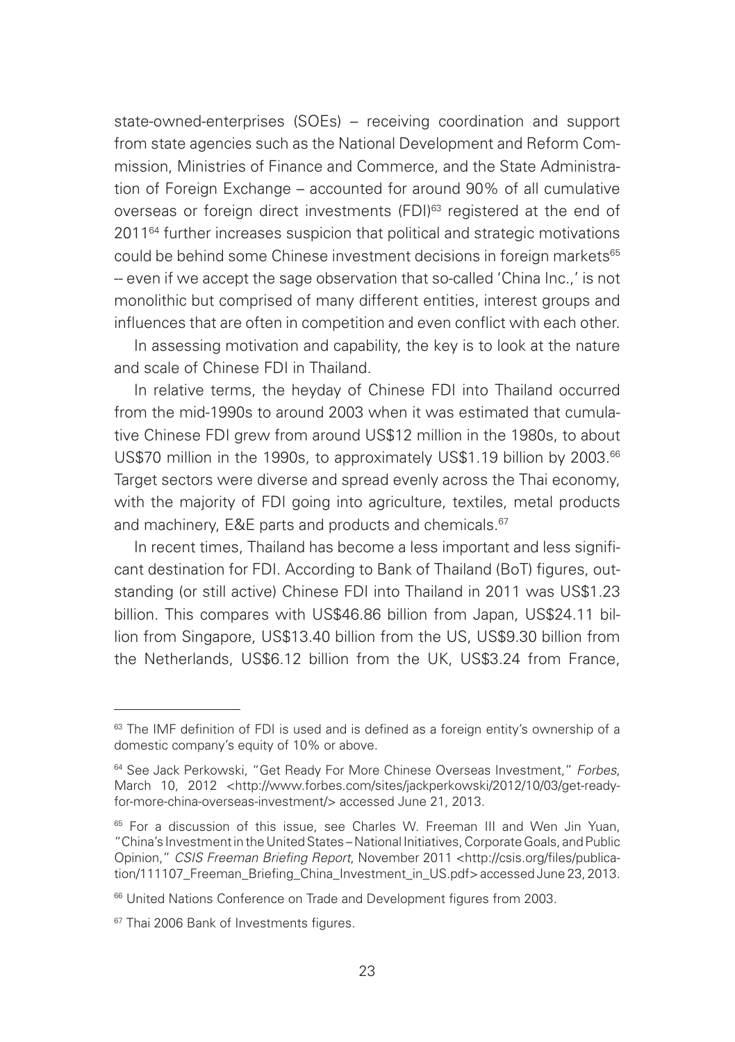state-owned-enterprises (SOEs) – receiving coordination and support from state agencies such as the National Development and Reform Commission, Ministries of Finance and Commerce, and the State Administration of Foreign Exchange – accounted for around 90% of all cumulative overseas or foreign direct investments (FDI)[63] registered at the end of 2011[64] further increases suspicion that political and strategic motivations could be behind some Chinese investment decisions in foreign markets[65] -- even if we accept the sage observation that so-called 'China Inc.,' is not monolithic but comprised of many different entities, interest groups and influences that are often in competition and even conflict with each other.

In assessing motivation and capability, the key is to look at the nature and scale of Chinese FDI in Thailand.

In relative terms, the heyday of Chinese FDI into Thailand occurred from the mid-1990s to around 2003 when it was estimated that cumulative Chinese FDI grew from around US$12 million in the 1980s, to about US$70 million in the 1990s, to approximately US$1.19 billion by 2003.[66] Target sectors were diverse and spread evenly across the Thai economy, with the majority of FDI going into agriculture, textiles, metal products and machinery, E&E parts and products and chemicals.[67]

In recent times, Thailand has become a less important and less significant destination for FDI. According to Bank of Thailand (BoT) figures, outstanding (or still active) Chinese FDI into Thailand in 2011 was US$1.23 billion. This compares with US$46.86 billion from Japan, US$24.11 billion from Singapore, US$13.40 billion from the US, US$9.30 billion from the Netherlands, US$6.12 billion from the UK, US$3.24 from France,

---

[63] The IMF definition of FDI is used and is defined as a foreign entity's ownership of a domestic company's equity of 10% or above.

[64] See Jack Perkowski, "Get Ready For More Chinese Overseas Investment," *Forbes*, March 10, 2012 <http://www.forbes.com/sites/jackperkowski/2012/10/03/get-ready-for-more-china-overseas-investment/> accessed June 21, 2013.

[65] For a discussion of this issue, see Charles W. Freeman III and Wen Jin Yuan, "China's Investment in the United States – National Initiatives, Corporate Goals, and Public Opinion," *CSIS Freeman Briefing Report*, November 2011 <http://csis.org/files/publication/111107_Freeman_Briefing_China_Investment_in_US.pdf> accessed June 23, 2013.

[66] United Nations Conference on Trade and Development figures from 2003.

[67] Thai 2006 Bank of Investments figures.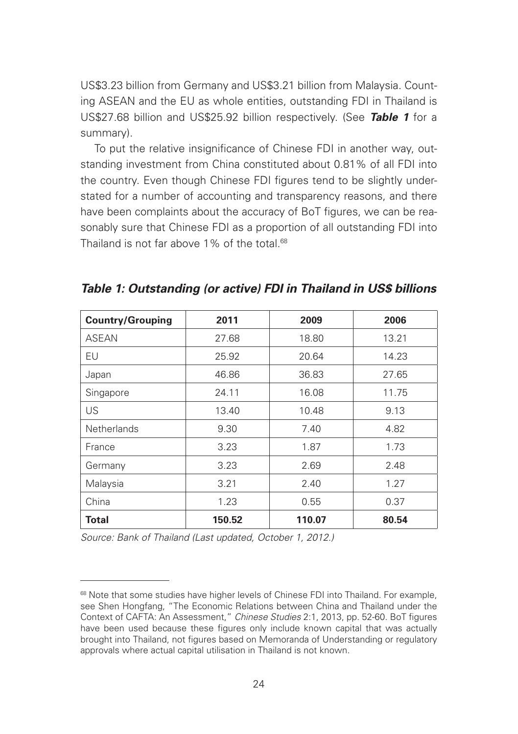US$3.23 billion from Germany and US$3.21 billion from Malaysia. Counting ASEAN and the EU as whole entities, outstanding FDI in Thailand is US$27.68 billion and US$25.92 billion respectively. (See ***Table 1*** for a summary).

To put the relative insignificance of Chinese FDI in another way, outstanding investment from China constituted about 0.81% of all FDI into the country. Even though Chinese FDI figures tend to be slightly understated for a number of accounting and transparency reasons, and there have been complaints about the accuracy of BoT figures, we can be reasonably sure that Chinese FDI as a proportion of all outstanding FDI into Thailand is not far above 1% of the total.[68]

***Table 1: Outstanding (or active) FDI in Thailand in US$ billions***

| **Country/Grouping** | **2011** | **2009** | **2006** |
|---|---|---|---|
| ASEAN | 27.68 | 18.80 | 13.21 |
| EU | 25.92 | 20.64 | 14.23 |
| Japan | 46.86 | 36.83 | 27.65 |
| Singapore | 24.11 | 16.08 | 11.75 |
| US | 13.40 | 10.48 | 9.13 |
| Netherlands | 9.30 | 7.40 | 4.82 |
| France | 3.23 | 1.87 | 1.73 |
| Germany | 3.23 | 2.69 | 2.48 |
| Malaysia | 3.21 | 2.40 | 1.27 |
| China | 1.23 | 0.55 | 0.37 |
| **Total** | **150.52** | **110.07** | **80.54** |

*Source: Bank of Thailand (Last updated, October 1, 2012.)*

[68] Note that some studies have higher levels of Chinese FDI into Thailand. For example, see Shen Hongfang, "The Economic Relations between China and Thailand under the Context of CAFTA: An Assessment," *Chinese Studies* 2:1, 2013, pp. 52-60. BoT figures have been used because these figures only include known capital that was actually brought into Thailand, not figures based on Memoranda of Understanding or regulatory approvals where actual capital utilisation in Thailand is not known.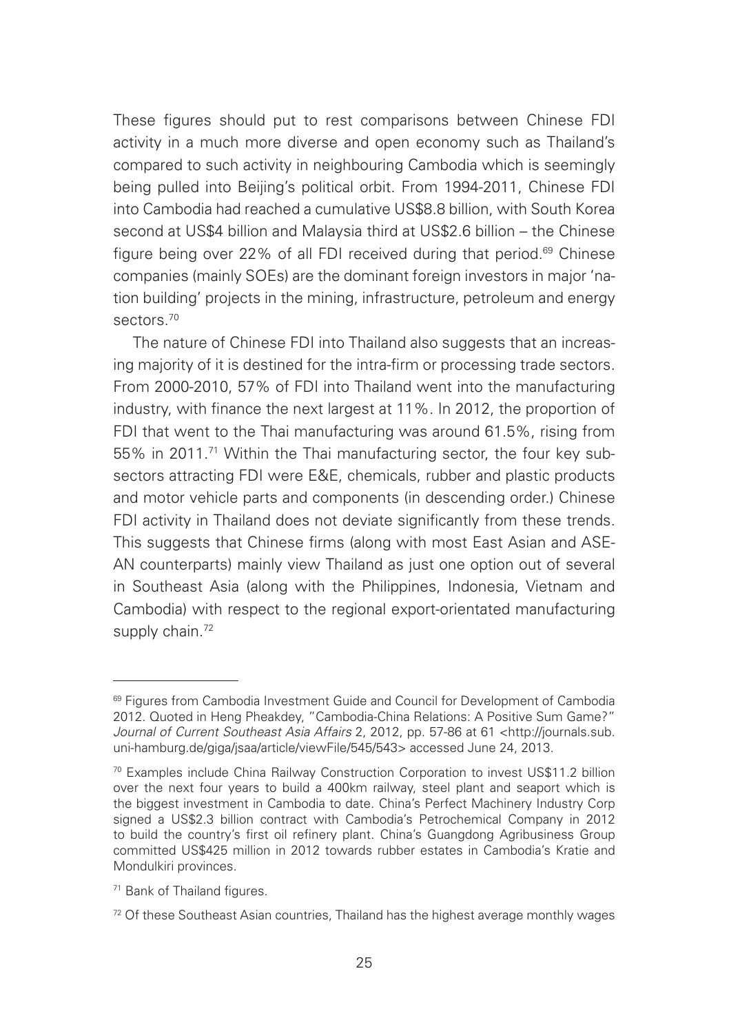These figures should put to rest comparisons between Chinese FDI activity in a much more diverse and open economy such as Thailand's compared to such activity in neighbouring Cambodia which is seemingly being pulled into Beijing's political orbit. From 1994-2011, Chinese FDI into Cambodia had reached a cumulative US$8.8 billion, with South Korea second at US$4 billion and Malaysia third at US$2.6 billion – the Chinese figure being over 22% of all FDI received during that period.[69] Chinese companies (mainly SOEs) are the dominant foreign investors in major 'nation building' projects in the mining, infrastructure, petroleum and energy sectors.[70]

The nature of Chinese FDI into Thailand also suggests that an increasing majority of it is destined for the intra-firm or processing trade sectors. From 2000-2010, 57% of FDI into Thailand went into the manufacturing industry, with finance the next largest at 11%. In 2012, the proportion of FDI that went to the Thai manufacturing was around 61.5%, rising from 55% in 2011.[71] Within the Thai manufacturing sector, the four key subsectors attracting FDI were E&E, chemicals, rubber and plastic products and motor vehicle parts and components (in descending order.) Chinese FDI activity in Thailand does not deviate significantly from these trends. This suggests that Chinese firms (along with most East Asian and ASEAN counterparts) mainly view Thailand as just one option out of several in Southeast Asia (along with the Philippines, Indonesia, Vietnam and Cambodia) with respect to the regional export-orientated manufacturing supply chain.[72]

---

[69] Figures from Cambodia Investment Guide and Council for Development of Cambodia 2012. Quoted in Heng Pheakdey, "Cambodia-China Relations: A Positive Sum Game?" *Journal of Current Southeast Asia Affairs* 2, 2012, pp. 57-86 at 61 <http://journals.sub.uni-hamburg.de/giga/jsaa/article/viewFile/545/543> accessed June 24, 2013.

[70] Examples include China Railway Construction Corporation to invest US$11.2 billion over the next four years to build a 400km railway, steel plant and seaport which is the biggest investment in Cambodia to date. China's Perfect Machinery Industry Corp signed a US$2.3 billion contract with Cambodia's Petrochemical Company in 2012 to build the country's first oil refinery plant. China's Guangdong Agribusiness Group committed US$425 million in 2012 towards rubber estates in Cambodia's Kratie and Mondulkiri provinces.

[71] Bank of Thailand figures.

[72] Of these Southeast Asian countries, Thailand has the highest average monthly wages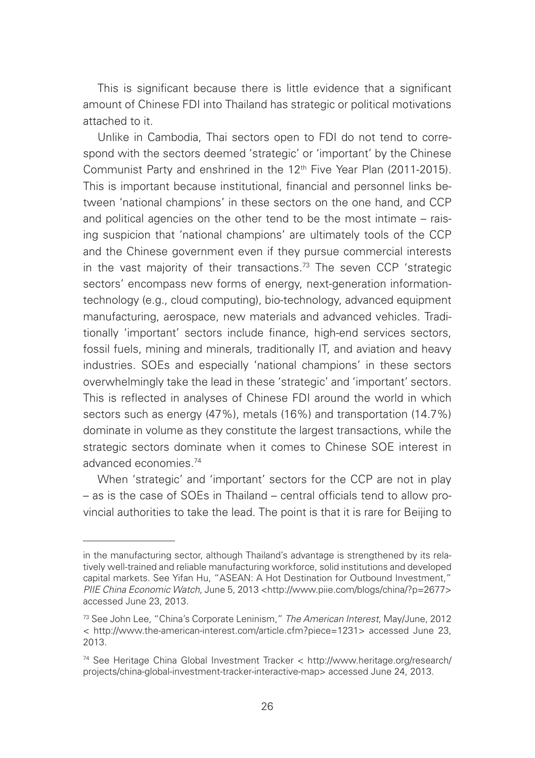This is significant because there is little evidence that a significant amount of Chinese FDI into Thailand has strategic or political motivations attached to it.

Unlike in Cambodia, Thai sectors open to FDI do not tend to correspond with the sectors deemed 'strategic' or 'important' by the Chinese Communist Party and enshrined in the 12th Five Year Plan (2011-2015). This is important because institutional, financial and personnel links between 'national champions' in these sectors on the one hand, and CCP and political agencies on the other tend to be the most intimate – raising suspicion that 'national champions' are ultimately tools of the CCP and the Chinese government even if they pursue commercial interests in the vast majority of their transactions.[73] The seven CCP 'strategic sectors' encompass new forms of energy, next-generation information-technology (e.g., cloud computing), bio-technology, advanced equipment manufacturing, aerospace, new materials and advanced vehicles. Traditionally 'important' sectors include finance, high-end services sectors, fossil fuels, mining and minerals, traditionally IT, and aviation and heavy industries. SOEs and especially 'national champions' in these sectors overwhelmingly take the lead in these 'strategic' and 'important' sectors. This is reflected in analyses of Chinese FDI around the world in which sectors such as energy (47%), metals (16%) and transportation (14.7%) dominate in volume as they constitute the largest transactions, while the strategic sectors dominate when it comes to Chinese SOE interest in advanced economies.[74]

When 'strategic' and 'important' sectors for the CCP are not in play – as is the case of SOEs in Thailand – central officials tend to allow provincial authorities to take the lead. The point is that it is rare for Beijing to

---

in the manufacturing sector, although Thailand's advantage is strengthened by its relatively well-trained and reliable manufacturing workforce, solid institutions and developed capital markets. See Yifan Hu, "ASEAN: A Hot Destination for Outbound Investment," *PIIE China Economic Watch*, June 5, 2013 <http://www.piie.com/blogs/china/?p=2677> accessed June 23, 2013.

[73] See John Lee, "China's Corporate Leninism," *The American Interest*, May/June, 2012 < http://www.the-american-interest.com/article.cfm?piece=1231> accessed June 23, 2013.

[74] See Heritage China Global Investment Tracker < http://www.heritage.org/research/projects/china-global-investment-tracker-interactive-map> accessed June 24, 2013.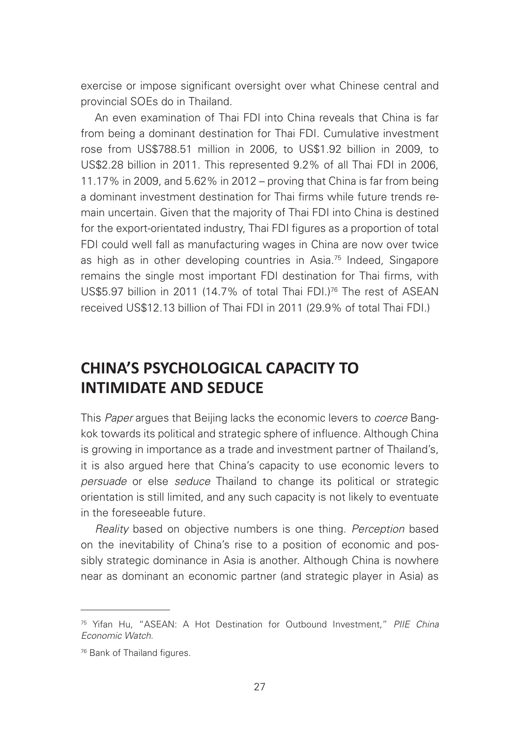exercise or impose significant oversight over what Chinese central and provincial SOEs do in Thailand.

An even examination of Thai FDI into China reveals that China is far from being a dominant destination for Thai FDI. Cumulative investment rose from US$788.51 million in 2006, to US$1.92 billion in 2009, to US$2.28 billion in 2011. This represented 9.2% of all Thai FDI in 2006, 11.17% in 2009, and 5.62% in 2012 – proving that China is far from being a dominant investment destination for Thai firms while future trends remain uncertain. Given that the majority of Thai FDI into China is destined for the export-orientated industry, Thai FDI figures as a proportion of total FDI could well fall as manufacturing wages in China are now over twice as high as in other developing countries in Asia.[75] Indeed, Singapore remains the single most important FDI destination for Thai firms, with US$5.97 billion in 2011 (14.7% of total Thai FDI.)[76] The rest of ASEAN received US$12.13 billion of Thai FDI in 2011 (29.9% of total Thai FDI.)

## CHINA'S PSYCHOLOGICAL CAPACITY TO INTIMIDATE AND SEDUCE

This *Paper* argues that Beijing lacks the economic levers to *coerce* Bangkok towards its political and strategic sphere of influence. Although China is growing in importance as a trade and investment partner of Thailand's, it is also argued here that China's capacity to use economic levers to *persuade* or else *seduce* Thailand to change its political or strategic orientation is still limited, and any such capacity is not likely to eventuate in the foreseeable future.

*Reality* based on objective numbers is one thing. *Perception* based on the inevitability of China's rise to a position of economic and possibly strategic dominance in Asia is another. Although China is nowhere near as dominant an economic partner (and strategic player in Asia) as

---

[75] Yifan Hu, "ASEAN: A Hot Destination for Outbound Investment," *PIIE China Economic Watch.*

[76] Bank of Thailand figures.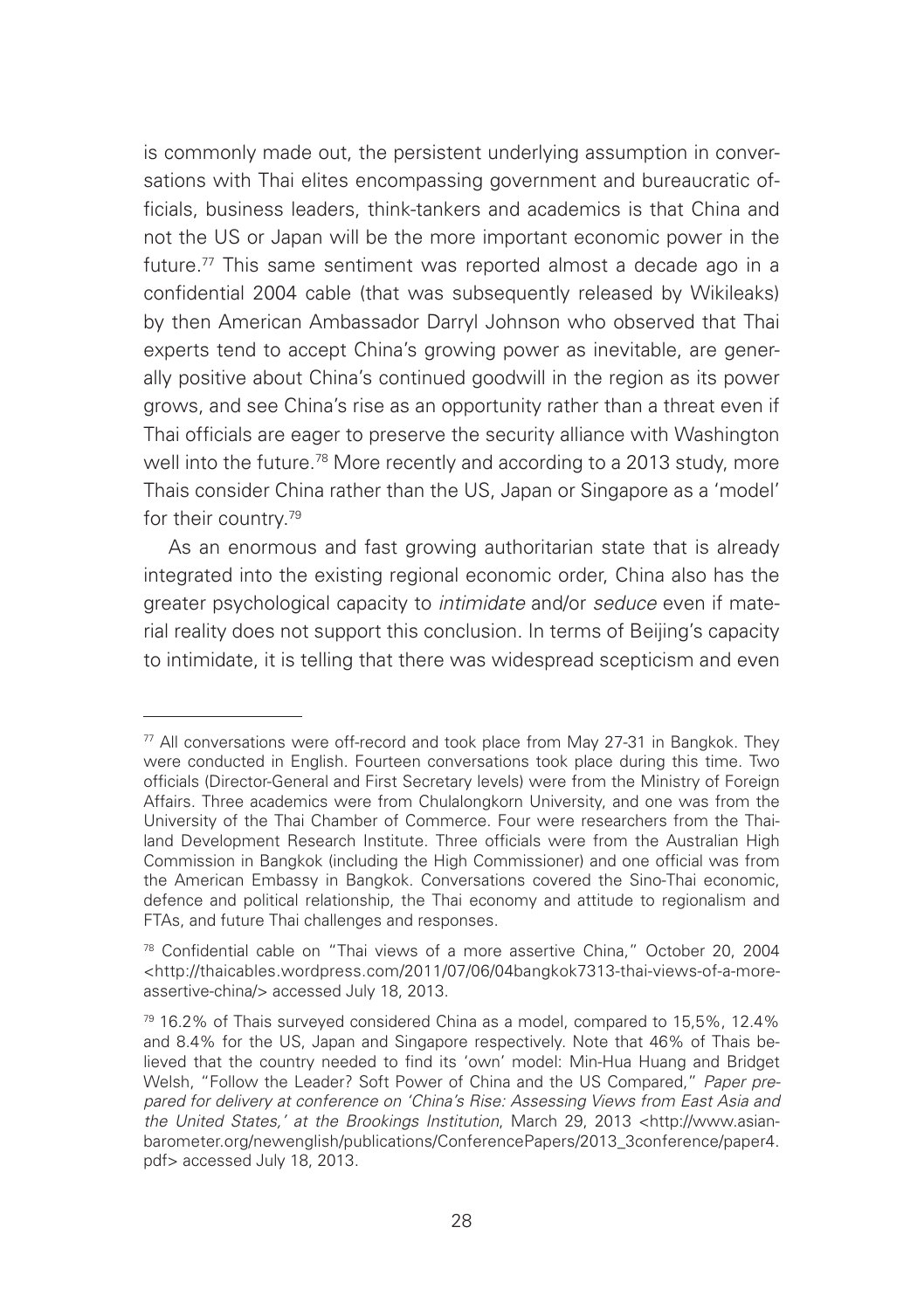is commonly made out, the persistent underlying assumption in conversations with Thai elites encompassing government and bureaucratic officials, business leaders, think-tankers and academics is that China and not the US or Japan will be the more important economic power in the future.[77] This same sentiment was reported almost a decade ago in a confidential 2004 cable (that was subsequently released by Wikileaks) by then American Ambassador Darryl Johnson who observed that Thai experts tend to accept China's growing power as inevitable, are generally positive about China's continued goodwill in the region as its power grows, and see China's rise as an opportunity rather than a threat even if Thai officials are eager to preserve the security alliance with Washington well into the future.[78] More recently and according to a 2013 study, more Thais consider China rather than the US, Japan or Singapore as a 'model' for their country.[79]

As an enormous and fast growing authoritarian state that is already integrated into the existing regional economic order, China also has the greater psychological capacity to *intimidate* and/or *seduce* even if material reality does not support this conclusion. In terms of Beijing's capacity to intimidate, it is telling that there was widespread scepticism and even

---

[77] All conversations were off-record and took place from May 27-31 in Bangkok. They were conducted in English. Fourteen conversations took place during this time. Two officials (Director-General and First Secretary levels) were from the Ministry of Foreign Affairs. Three academics were from Chulalongkorn University, and one was from the University of the Thai Chamber of Commerce. Four were researchers from the Thailand Development Research Institute. Three officials were from the Australian High Commission in Bangkok (including the High Commissioner) and one official was from the American Embassy in Bangkok. Conversations covered the Sino-Thai economic, defence and political relationship, the Thai economy and attitude to regionalism and FTAs, and future Thai challenges and responses.

[78] Confidential cable on "Thai views of a more assertive China," October 20, 2004 <http://thaicables.wordpress.com/2011/07/06/04bangkok7313-thai-views-of-a-more-assertive-china/> accessed July 18, 2013.

[79] 16.2% of Thais surveyed considered China as a model, compared to 15,5%, 12.4% and 8.4% for the US, Japan and Singapore respectively. Note that 46% of Thais believed that the country needed to find its 'own' model: Min-Hua Huang and Bridget Welsh, "Follow the Leader? Soft Power of China and the US Compared," *Paper prepared for delivery at conference on 'China's Rise: Assessing Views from East Asia and the United States,' at the Brookings Institution*, March 29, 2013 <http://www.asianbarometer.org/newenglish/publications/ConferencePapers/2013_3conference/paper4.pdf> accessed July 18, 2013.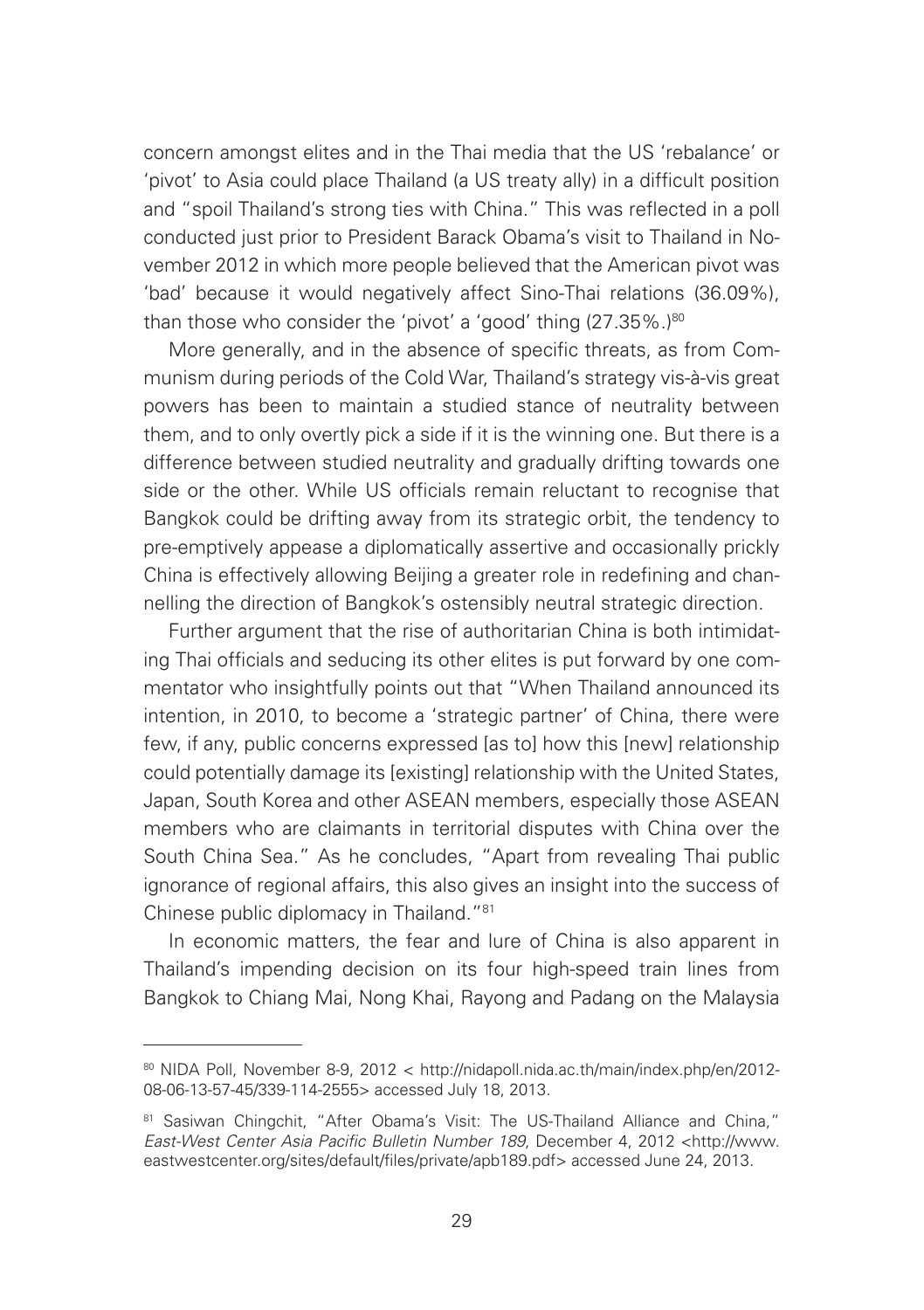concern amongst elites and in the Thai media that the US 'rebalance' or 'pivot' to Asia could place Thailand (a US treaty ally) in a difficult position and "spoil Thailand's strong ties with China." This was reflected in a poll conducted just prior to President Barack Obama's visit to Thailand in November 2012 in which more people believed that the American pivot was 'bad' because it would negatively affect Sino-Thai relations (36.09%), than those who consider the 'pivot' a 'good' thing (27.35%.)[80]

More generally, and in the absence of specific threats, as from Communism during periods of the Cold War, Thailand's strategy vis-à-vis great powers has been to maintain a studied stance of neutrality between them, and to only overtly pick a side if it is the winning one. But there is a difference between studied neutrality and gradually drifting towards one side or the other. While US officials remain reluctant to recognise that Bangkok could be drifting away from its strategic orbit, the tendency to pre-emptively appease a diplomatically assertive and occasionally prickly China is effectively allowing Beijing a greater role in redefining and channelling the direction of Bangkok's ostensibly neutral strategic direction.

Further argument that the rise of authoritarian China is both intimidating Thai officials and seducing its other elites is put forward by one commentator who insightfully points out that "When Thailand announced its intention, in 2010, to become a 'strategic partner' of China, there were few, if any, public concerns expressed [as to] how this [new] relationship could potentially damage its [existing] relationship with the United States, Japan, South Korea and other ASEAN members, especially those ASEAN members who are claimants in territorial disputes with China over the South China Sea." As he concludes, "Apart from revealing Thai public ignorance of regional affairs, this also gives an insight into the success of Chinese public diplomacy in Thailand."[81]

In economic matters, the fear and lure of China is also apparent in Thailand's impending decision on its four high-speed train lines from Bangkok to Chiang Mai, Nong Khai, Rayong and Padang on the Malaysia

---

[80] NIDA Poll, November 8-9, 2012 < http://nidapoll.nida.ac.th/main/index.php/en/2012-08-06-13-57-45/339-114-2555> accessed July 18, 2013.

[81] Sasiwan Chingchit, "After Obama's Visit: The US-Thailand Alliance and China," *East-West Center Asia Pacific Bulletin Number 189*, December 4, 2012 <http://www.eastwestcenter.org/sites/default/files/private/apb189.pdf> accessed June 24, 2013.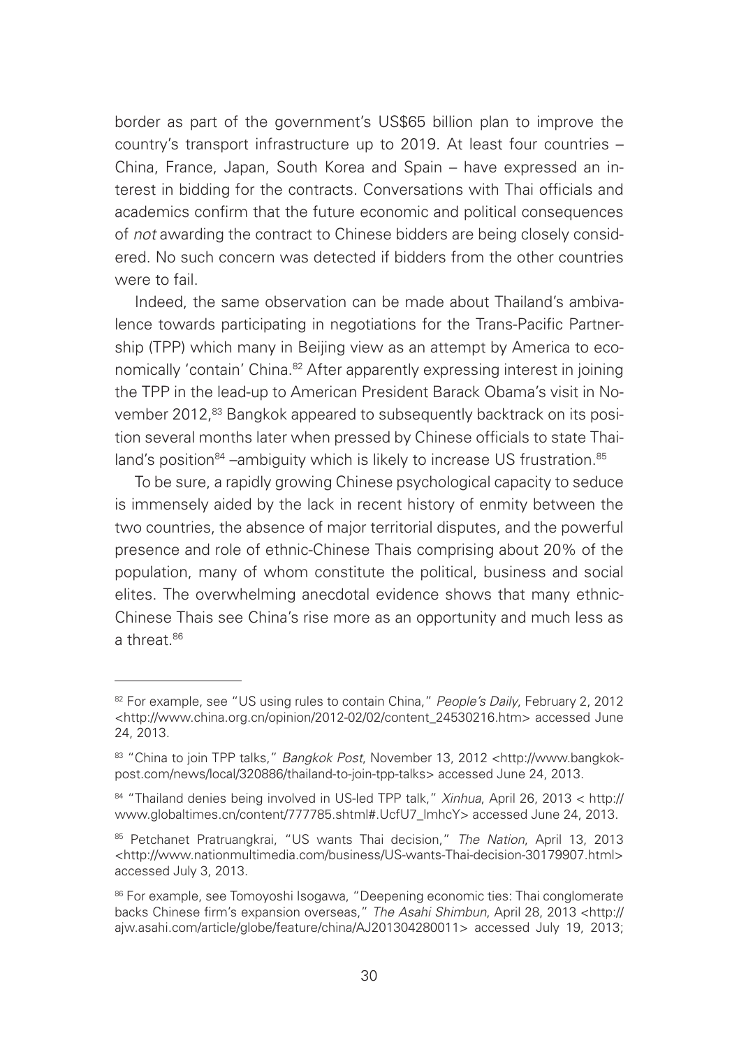border as part of the government's US$65 billion plan to improve the country's transport infrastructure up to 2019. At least four countries – China, France, Japan, South Korea and Spain – have expressed an interest in bidding for the contracts. Conversations with Thai officials and academics confirm that the future economic and political consequences of *not* awarding the contract to Chinese bidders are being closely considered. No such concern was detected if bidders from the other countries were to fail.

Indeed, the same observation can be made about Thailand's ambivalence towards participating in negotiations for the Trans-Pacific Partnership (TPP) which many in Beijing view as an attempt by America to economically 'contain' China.[82] After apparently expressing interest in joining the TPP in the lead-up to American President Barack Obama's visit in November 2012,[83] Bangkok appeared to subsequently backtrack on its position several months later when pressed by Chinese officials to state Thailand's position[84] –ambiguity which is likely to increase US frustration.[85]

To be sure, a rapidly growing Chinese psychological capacity to seduce is immensely aided by the lack in recent history of enmity between the two countries, the absence of major territorial disputes, and the powerful presence and role of ethnic-Chinese Thais comprising about 20% of the population, many of whom constitute the political, business and social elites. The overwhelming anecdotal evidence shows that many ethnic-Chinese Thais see China's rise more as an opportunity and much less as a threat.[86]

---

[82] For example, see "US using rules to contain China," *People's Daily*, February 2, 2012 <http://www.china.org.cn/opinion/2012-02/02/content_24530216.htm> accessed June 24, 2013.

[83] "China to join TPP talks," *Bangkok Post*, November 13, 2012 <http://www.bangkokpost.com/news/local/320886/thailand-to-join-tpp-talks> accessed June 24, 2013.

[84] "Thailand denies being involved in US-led TPP talk," *Xinhua*, April 26, 2013 < http://www.globaltimes.cn/content/777785.shtml#.UcfU7_lmhcY> accessed June 24, 2013.

[85] Petchanet Pratruangkrai, "US wants Thai decision," *The Nation*, April 13, 2013 <http://www.nationmultimedia.com/business/US-wants-Thai-decision-30179907.html> accessed July 3, 2013.

[86] For example, see Tomoyoshi Isogawa, "Deepening economic ties: Thai conglomerate backs Chinese firm's expansion overseas," *The Asahi Shimbun*, April 28, 2013 <http://ajw.asahi.com/article/globe/feature/china/AJ201304280011> accessed July 19, 2013;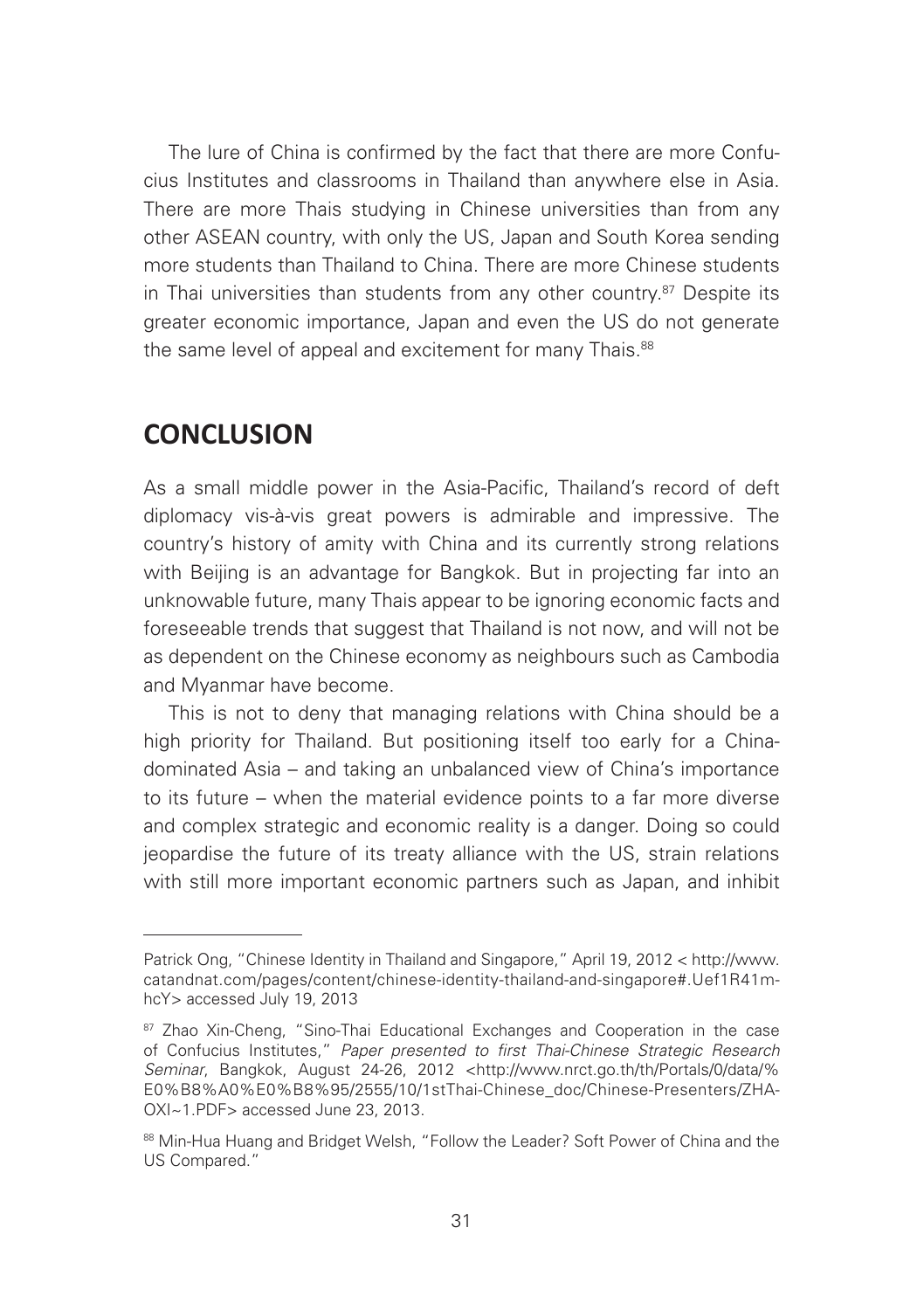The lure of China is confirmed by the fact that there are more Confucius Institutes and classrooms in Thailand than anywhere else in Asia. There are more Thais studying in Chinese universities than from any other ASEAN country, with only the US, Japan and South Korea sending more students than Thailand to China. There are more Chinese students in Thai universities than students from any other country.[87] Despite its greater economic importance, Japan and even the US do not generate the same level of appeal and excitement for many Thais.[88]

## CONCLUSION

As a small middle power in the Asia-Pacific, Thailand's record of deft diplomacy vis-à-vis great powers is admirable and impressive. The country's history of amity with China and its currently strong relations with Beijing is an advantage for Bangkok. But in projecting far into an unknowable future, many Thais appear to be ignoring economic facts and foreseeable trends that suggest that Thailand is not now, and will not be as dependent on the Chinese economy as neighbours such as Cambodia and Myanmar have become.

This is not to deny that managing relations with China should be a high priority for Thailand. But positioning itself too early for a China-dominated Asia – and taking an unbalanced view of China's importance to its future – when the material evidence points to a far more diverse and complex strategic and economic reality is a danger. Doing so could jeopardise the future of its treaty alliance with the US, strain relations with still more important economic partners such as Japan, and inhibit

---

Patrick Ong, "Chinese Identity in Thailand and Singapore," April 19, 2012 < http://www.catandnat.com/pages/content/chinese-identity-thailand-and-singapore#.Uef1R41mhcY> accessed July 19, 2013

[87] Zhao Xin-Cheng, "Sino-Thai Educational Exchanges and Cooperation in the case of Confucius Institutes," *Paper presented to first Thai-Chinese Strategic Research Seminar*, Bangkok, August 24-26, 2012 <http://www.nrct.go.th/th/Portals/0/data/%E0%B8%A0%E0%B8%95/2555/10/1stThai-Chinese_doc/Chinese-Presenters/ZHA-OXI~1.PDF> accessed June 23, 2013.

[88] Min-Hua Huang and Bridget Welsh, "Follow the Leader? Soft Power of China and the US Compared."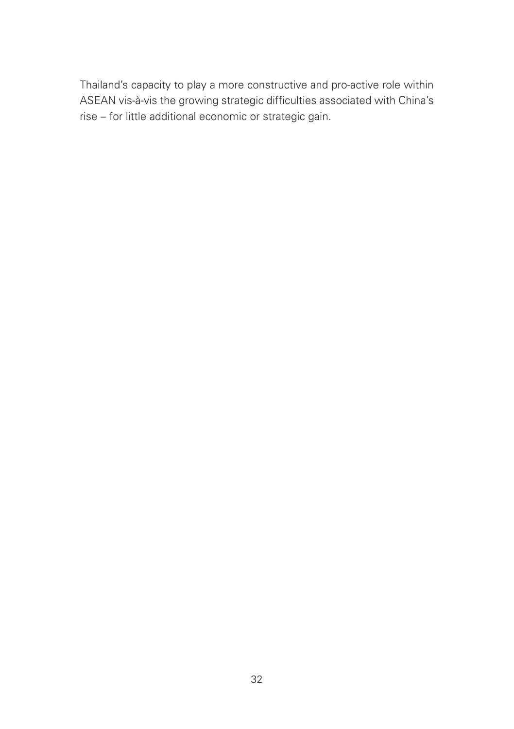Thailand's capacity to play a more constructive and pro-active role within ASEAN vis-à-vis the growing strategic difficulties associated with China's rise – for little additional economic or strategic gain.